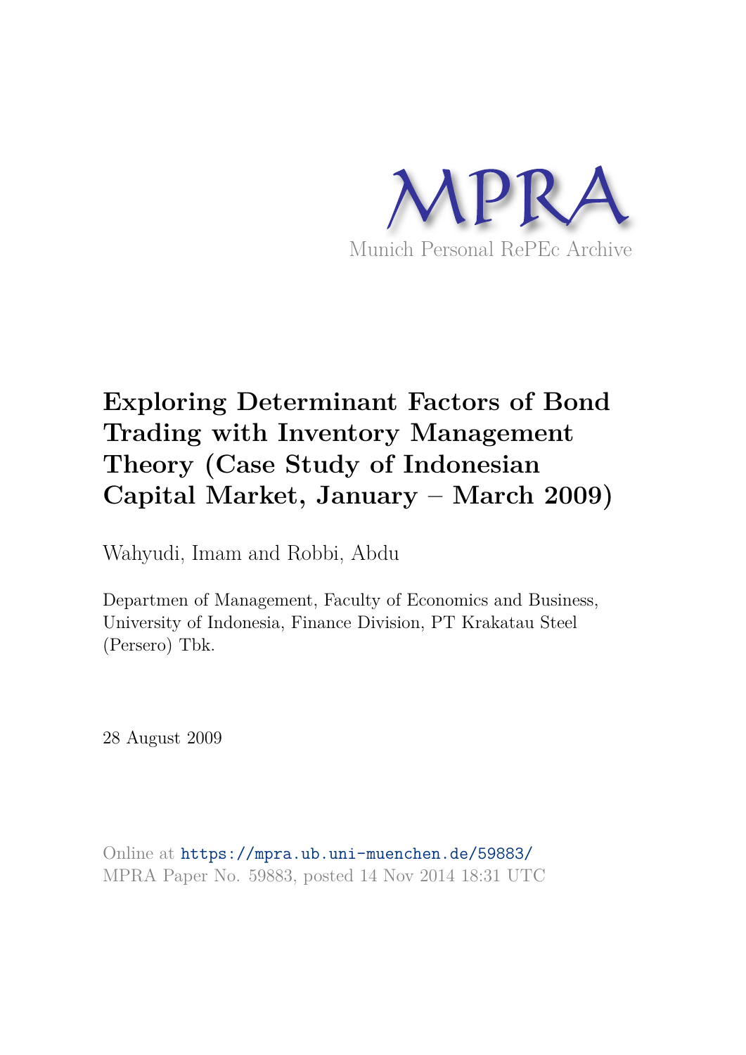MPRA

Munich Personal RePEc Archive

# Exploring Determinant Factors of Bond Trading with Inventory Management Theory (Case Study of Indonesian Capital Market, January – March 2009)

Wahyudi, Imam and Robbi, Abdu

Departmen of Management, Faculty of Economics and Business, University of Indonesia, Finance Division, PT Krakatau Steel (Persero) Tbk.

28 August 2009

Online at https://mpra.ub.uni-muenchen.de/59883/
MPRA Paper No. 59883, posted 14 Nov 2014 18:31 UTC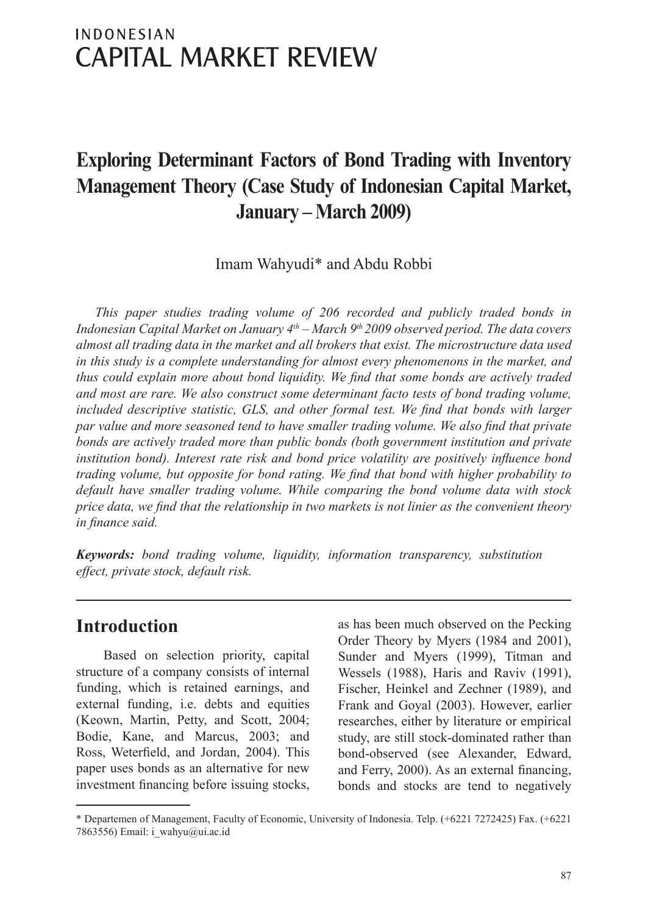# Exploring Determinant Factors of Bond Trading with Inventory Management Theory (Case Study of Indonesian Capital Market, January – March 2009)

Imam Wahyudi* and Abdu Robbi

*This paper studies trading volume of 206 recorded and publicly traded bonds in Indonesian Capital Market on January 4th – March 9th 2009 observed period. The data covers almost all trading data in the market and all brokers that exist. The microstructure data used in this study is a complete understanding for almost every phenomenons in the market, and thus could explain more about bond liquidity. We find that some bonds are actively traded and most are rare. We also construct some determinant facto tests of bond trading volume, included descriptive statistic, GLS, and other formal test. We find that bonds with larger par value and more seasoned tend to have smaller trading volume. We also find that private bonds are actively traded more than public bonds (both government institution and private institution bond). Interest rate risk and bond price volatility are positively influence bond trading volume, but opposite for bond rating. We find that bond with higher probability to default have smaller trading volume. While comparing the bond volume data with stock price data, we find that the relationship in two markets is not linier as the convenient theory in finance said.*

***Keywords:*** *bond trading volume, liquidity, information transparency, substitution effect, private stock, default risk.*

## Introduction

Based on selection priority, capital structure of a company consists of internal funding, which is retained earnings, and external funding, i.e. debts and equities (Keown, Martin, Petty, and Scott, 2004; Bodie, Kane, and Marcus, 2003; and Ross, Weterfield, and Jordan, 2004). This paper uses bonds as an alternative for new investment financing before issuing stocks, as has been much observed on the Pecking Order Theory by Myers (1984 and 2001), Sunder and Myers (1999), Titman and Wessels (1988), Haris and Raviv (1991), Fischer, Heinkel and Zechner (1989), and Frank and Goyal (2003). However, earlier researches, either by literature or empirical study, are still stock-dominated rather than bond-observed (see Alexander, Edward, and Ferry, 2000). As an external financing, bonds and stocks are tend to negatively

\* Departemen of Management, Faculty of Economic, University of Indonesia. Telp. (+6221 7272425) Fax. (+6221 7863556) Email: i_wahyu@ui.ac.id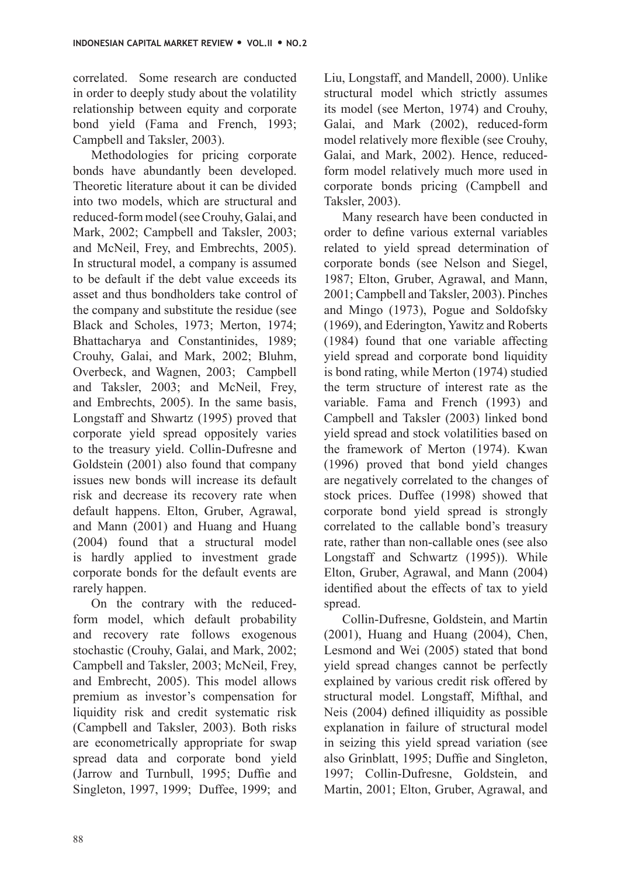correlated. Some research are conducted in order to deeply study about the volatility relationship between equity and corporate bond yield (Fama and French, 1993; Campbell and Taksler, 2003).

Methodologies for pricing corporate bonds have abundantly been developed. Theoretic literature about it can be divided into two models, which are structural and reduced-form model (see Crouhy, Galai, and Mark, 2002; Campbell and Taksler, 2003; and McNeil, Frey, and Embrechts, 2005). In structural model, a company is assumed to be default if the debt value exceeds its asset and thus bondholders take control of the company and substitute the residue (see Black and Scholes, 1973; Merton, 1974; Bhattacharya and Constantinides, 1989; Crouhy, Galai, and Mark, 2002; Bluhm, Overbeck, and Wagnen, 2003; Campbell and Taksler, 2003; and McNeil, Frey, and Embrechts, 2005). In the same basis, Longstaff and Shwartz (1995) proved that corporate yield spread oppositely varies to the treasury yield. Collin-Dufresne and Goldstein (2001) also found that company issues new bonds will increase its default risk and decrease its recovery rate when default happens. Elton, Gruber, Agrawal, and Mann (2001) and Huang and Huang (2004) found that a structural model is hardly applied to investment grade corporate bonds for the default events are rarely happen.

On the contrary with the reduced-form model, which default probability and recovery rate follows exogenous stochastic (Crouhy, Galai, and Mark, 2002; Campbell and Taksler, 2003; McNeil, Frey, and Embrecht, 2005). This model allows premium as investor's compensation for liquidity risk and credit systematic risk (Campbell and Taksler, 2003). Both risks are econometrically appropriate for swap spread data and corporate bond yield (Jarrow and Turnbull, 1995; Duffie and Singleton, 1997, 1999; Duffee, 1999; and Liu, Longstaff, and Mandell, 2000). Unlike structural model which strictly assumes its model (see Merton, 1974) and Crouhy, Galai, and Mark (2002), reduced-form model relatively more flexible (see Crouhy, Galai, and Mark, 2002). Hence, reduced-form model relatively much more used in corporate bonds pricing (Campbell and Taksler, 2003).

Many research have been conducted in order to define various external variables related to yield spread determination of corporate bonds (see Nelson and Siegel, 1987; Elton, Gruber, Agrawal, and Mann, 2001; Campbell and Taksler, 2003). Pinches and Mingo (1973), Pogue and Soldofsky (1969), and Ederington, Yawitz and Roberts (1984) found that one variable affecting yield spread and corporate bond liquidity is bond rating, while Merton (1974) studied the term structure of interest rate as the variable. Fama and French (1993) and Campbell and Taksler (2003) linked bond yield spread and stock volatilities based on the framework of Merton (1974). Kwan (1996) proved that bond yield changes are negatively correlated to the changes of stock prices. Duffee (1998) showed that corporate bond yield spread is strongly correlated to the callable bond's treasury rate, rather than non-callable ones (see also Longstaff and Schwartz (1995)). While Elton, Gruber, Agrawal, and Mann (2004) identified about the effects of tax to yield spread.

Collin-Dufresne, Goldstein, and Martin (2001), Huang and Huang (2004), Chen, Lesmond and Wei (2005) stated that bond yield spread changes cannot be perfectly explained by various credit risk offered by structural model. Longstaff, Mifthal, and Neis (2004) defined illiquidity as possible explanation in failure of structural model in seizing this yield spread variation (see also Grinblatt, 1995; Duffie and Singleton, 1997; Collin-Dufresne, Goldstein, and Martin, 2001; Elton, Gruber, Agrawal, and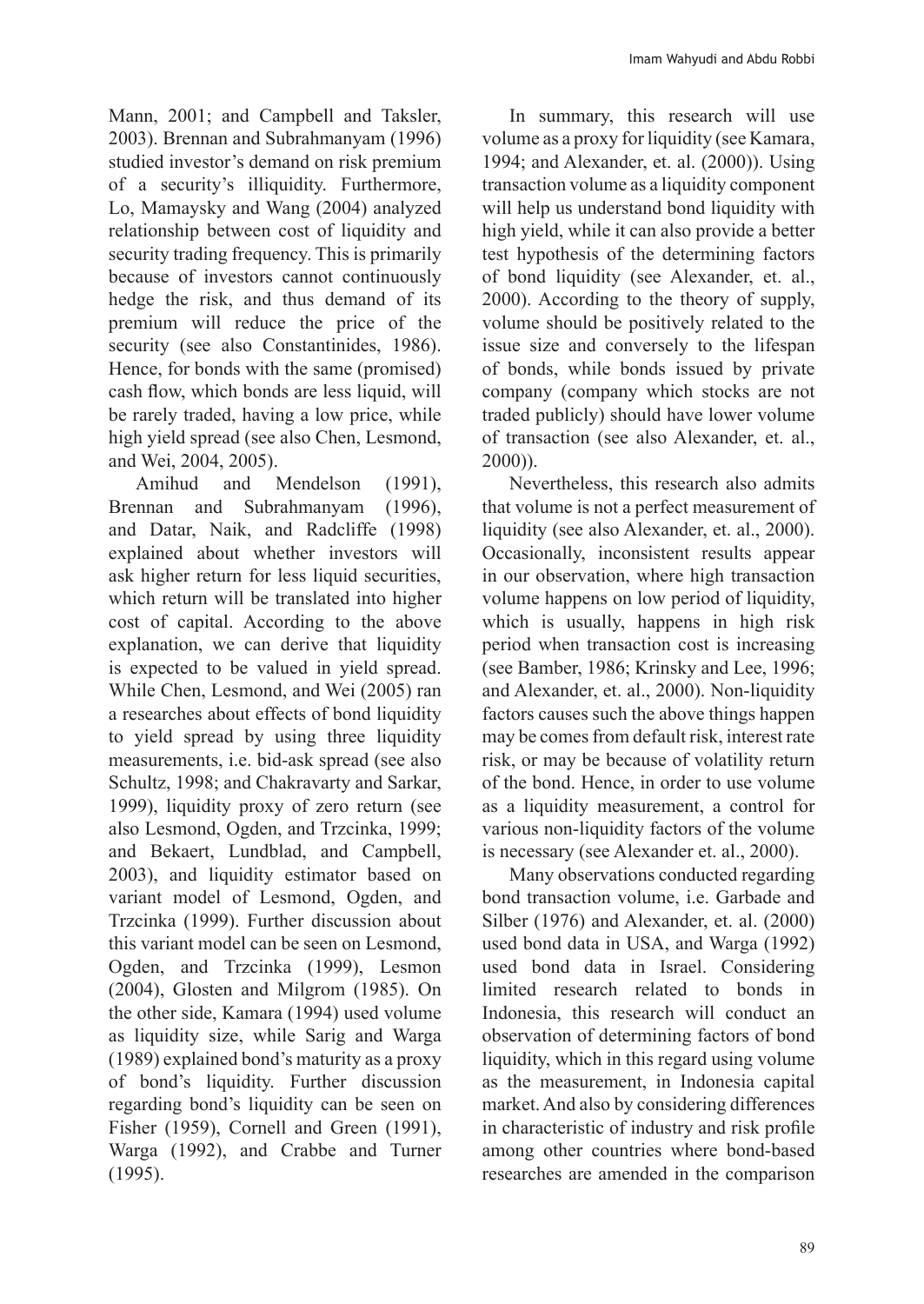Mann, 2001; and Campbell and Taksler, 2003). Brennan and Subrahmanyam (1996) studied investor's demand on risk premium of a security's illiquidity. Furthermore, Lo, Mamaysky and Wang (2004) analyzed relationship between cost of liquidity and security trading frequency. This is primarily because of investors cannot continuously hedge the risk, and thus demand of its premium will reduce the price of the security (see also Constantinides, 1986). Hence, for bonds with the same (promised) cash flow, which bonds are less liquid, will be rarely traded, having a low price, while high yield spread (see also Chen, Lesmond, and Wei, 2004, 2005).

Amihud and Mendelson (1991), Brennan and Subrahmanyam (1996), and Datar, Naik, and Radcliffe (1998) explained about whether investors will ask higher return for less liquid securities, which return will be translated into higher cost of capital. According to the above explanation, we can derive that liquidity is expected to be valued in yield spread. While Chen, Lesmond, and Wei (2005) ran a researches about effects of bond liquidity to yield spread by using three liquidity measurements, i.e. bid-ask spread (see also Schultz, 1998; and Chakravarty and Sarkar, 1999), liquidity proxy of zero return (see also Lesmond, Ogden, and Trzcinka, 1999; and Bekaert, Lundblad, and Campbell, 2003), and liquidity estimator based on variant model of Lesmond, Ogden, and Trzcinka (1999). Further discussion about this variant model can be seen on Lesmond, Ogden, and Trzcinka (1999), Lesmon (2004), Glosten and Milgrom (1985). On the other side, Kamara (1994) used volume as liquidity size, while Sarig and Warga (1989) explained bond's maturity as a proxy of bond's liquidity. Further discussion regarding bond's liquidity can be seen on Fisher (1959), Cornell and Green (1991), Warga (1992), and Crabbe and Turner (1995).

In summary, this research will use volume as a proxy for liquidity (see Kamara, 1994; and Alexander, et. al. (2000)). Using transaction volume as a liquidity component will help us understand bond liquidity with high yield, while it can also provide a better test hypothesis of the determining factors of bond liquidity (see Alexander, et. al., 2000). According to the theory of supply, volume should be positively related to the issue size and conversely to the lifespan of bonds, while bonds issued by private company (company which stocks are not traded publicly) should have lower volume of transaction (see also Alexander, et. al., 2000)).

Nevertheless, this research also admits that volume is not a perfect measurement of liquidity (see also Alexander, et. al., 2000). Occasionally, inconsistent results appear in our observation, where high transaction volume happens on low period of liquidity, which is usually, happens in high risk period when transaction cost is increasing (see Bamber, 1986; Krinsky and Lee, 1996; and Alexander, et. al., 2000). Non-liquidity factors causes such the above things happen may be comes from default risk, interest rate risk, or may be because of volatility return of the bond. Hence, in order to use volume as a liquidity measurement, a control for various non-liquidity factors of the volume is necessary (see Alexander et. al., 2000).

Many observations conducted regarding bond transaction volume, i.e. Garbade and Silber (1976) and Alexander, et. al. (2000) used bond data in USA, and Warga (1992) used bond data in Israel. Considering limited research related to bonds in Indonesia, this research will conduct an observation of determining factors of bond liquidity, which in this regard using volume as the measurement, in Indonesia capital market. And also by considering differences in characteristic of industry and risk profile among other countries where bond-based researches are amended in the comparison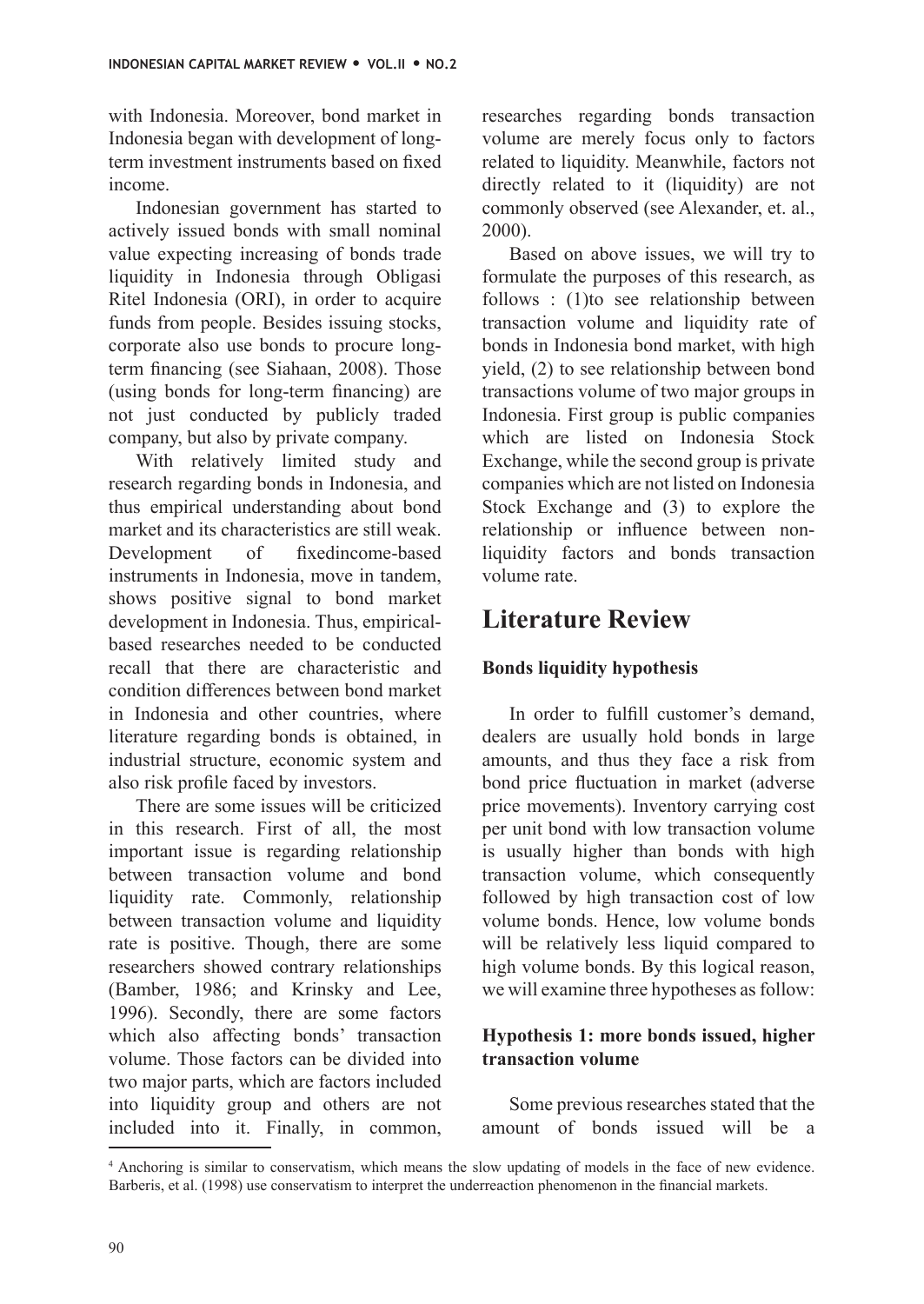with Indonesia. Moreover, bond market in Indonesia began with development of long-term investment instruments based on fixed income.

Indonesian government has started to actively issued bonds with small nominal value expecting increasing of bonds trade liquidity in Indonesia through Obligasi Ritel Indonesia (ORI), in order to acquire funds from people. Besides issuing stocks, corporate also use bonds to procure long-term financing (see Siahaan, 2008). Those (using bonds for long-term financing) are not just conducted by publicly traded company, but also by private company.

With relatively limited study and research regarding bonds in Indonesia, and thus empirical understanding about bond market and its characteristics are still weak. Development of fixedincome-based instruments in Indonesia, move in tandem, shows positive signal to bond market development in Indonesia. Thus, empirical-based researches needed to be conducted recall that there are characteristic and condition differences between bond market in Indonesia and other countries, where literature regarding bonds is obtained, in industrial structure, economic system and also risk profile faced by investors.

There are some issues will be criticized in this research. First of all, the most important issue is regarding relationship between transaction volume and bond liquidity rate. Commonly, relationship between transaction volume and liquidity rate is positive. Though, there are some researchers showed contrary relationships (Bamber, 1986; and Krinsky and Lee, 1996). Secondly, there are some factors which also affecting bonds' transaction volume. Those factors can be divided into two major parts, which are factors included into liquidity group and others are not included into it. Finally, in common, researches regarding bonds transaction volume are merely focus only to factors related to liquidity. Meanwhile, factors not directly related to it (liquidity) are not commonly observed (see Alexander, et. al., 2000).

Based on above issues, we will try to formulate the purposes of this research, as follows : (1)to see relationship between transaction volume and liquidity rate of bonds in Indonesia bond market, with high yield, (2) to see relationship between bond transactions volume of two major groups in Indonesia. First group is public companies which are listed on Indonesia Stock Exchange, while the second group is private companies which are not listed on Indonesia Stock Exchange and (3) to explore the relationship or influence between non-liquidity factors and bonds transaction volume rate.

# Literature Review

**Bonds liquidity hypothesis**

In order to fulfill customer's demand, dealers are usually hold bonds in large amounts, and thus they face a risk from bond price fluctuation in market (adverse price movements). Inventory carrying cost per unit bond with low transaction volume is usually higher than bonds with high transaction volume, which consequently followed by high transaction cost of low volume bonds. Hence, low volume bonds will be relatively less liquid compared to high volume bonds. By this logical reason, we will examine three hypotheses as follow:

**Hypothesis 1: more bonds issued, higher transaction volume**

Some previous researches stated that the amount of bonds issued will be a

[4] Anchoring is similar to conservatism, which means the slow updating of models in the face of new evidence. Barberis, et al. (1998) use conservatism to interpret the underreaction phenomenon in the financial markets.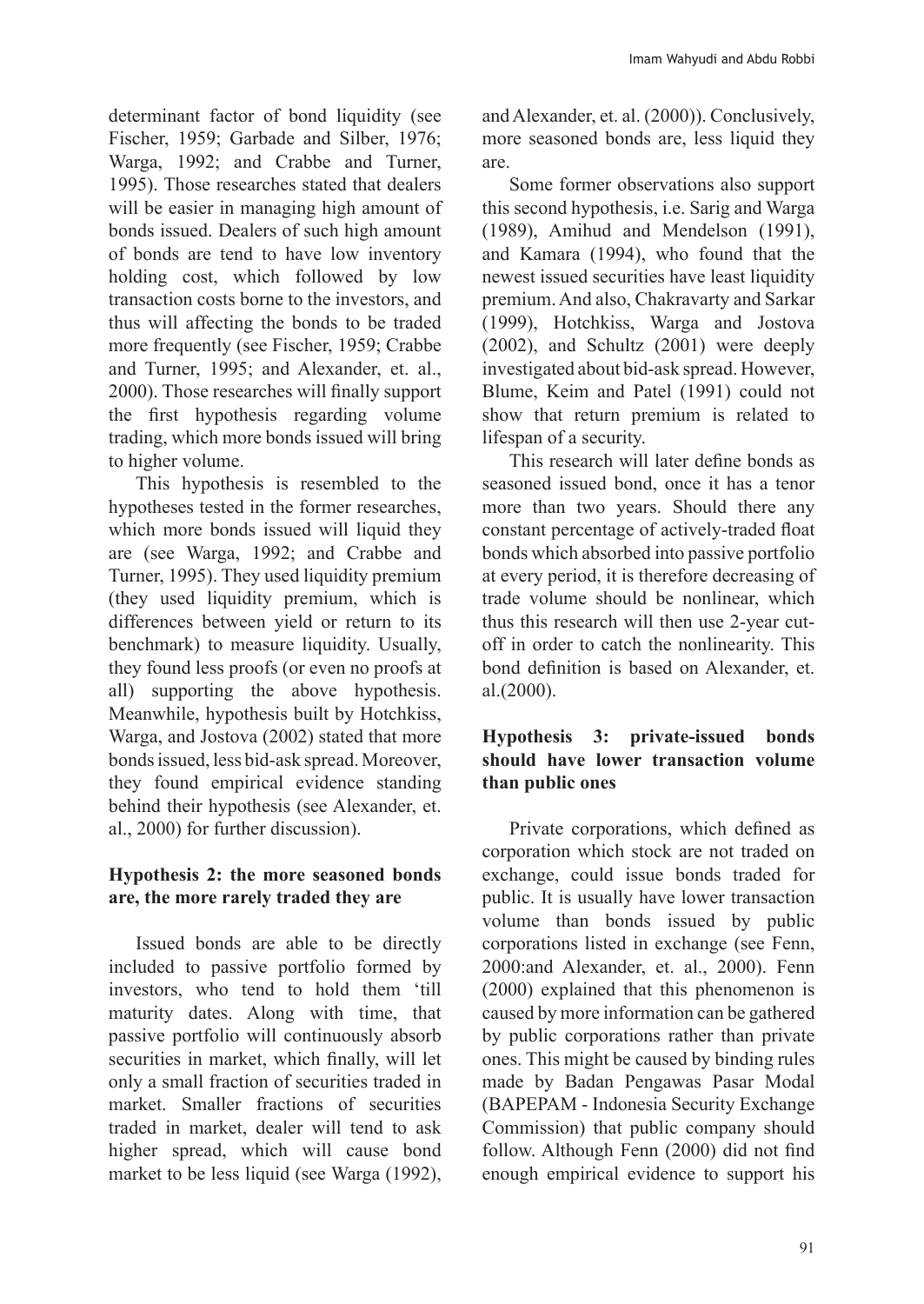determinant factor of bond liquidity (see Fischer, 1959; Garbade and Silber, 1976; Warga, 1992; and Crabbe and Turner, 1995). Those researches stated that dealers will be easier in managing high amount of bonds issued. Dealers of such high amount of bonds are tend to have low inventory holding cost, which followed by low transaction costs borne to the investors, and thus will affecting the bonds to be traded more frequently (see Fischer, 1959; Crabbe and Turner, 1995; and Alexander, et. al., 2000). Those researches will finally support the first hypothesis regarding volume trading, which more bonds issued will bring to higher volume.

This hypothesis is resembled to the hypotheses tested in the former researches, which more bonds issued will liquid they are (see Warga, 1992; and Crabbe and Turner, 1995). They used liquidity premium (they used liquidity premium, which is differences between yield or return to its benchmark) to measure liquidity. Usually, they found less proofs (or even no proofs at all) supporting the above hypothesis. Meanwhile, hypothesis built by Hotchkiss, Warga, and Jostova (2002) stated that more bonds issued, less bid-ask spread. Moreover, they found empirical evidence standing behind their hypothesis (see Alexander, et. al., 2000) for further discussion).

**Hypothesis 2: the more seasoned bonds are, the more rarely traded they are**

Issued bonds are able to be directly included to passive portfolio formed by investors, who tend to hold them 'till maturity dates. Along with time, that passive portfolio will continuously absorb securities in market, which finally, will let only a small fraction of securities traded in market. Smaller fractions of securities traded in market, dealer will tend to ask higher spread, which will cause bond market to be less liquid (see Warga (1992), and Alexander, et. al. (2000)). Conclusively, more seasoned bonds are, less liquid they are.

Some former observations also support this second hypothesis, i.e. Sarig and Warga (1989), Amihud and Mendelson (1991), and Kamara (1994), who found that the newest issued securities have least liquidity premium. And also, Chakravarty and Sarkar (1999), Hotchkiss, Warga and Jostova (2002), and Schultz (2001) were deeply investigated about bid-ask spread. However, Blume, Keim and Patel (1991) could not show that return premium is related to lifespan of a security.

This research will later define bonds as seasoned issued bond, once it has a tenor more than two years. Should there any constant percentage of actively-traded float bonds which absorbed into passive portfolio at every period, it is therefore decreasing of trade volume should be nonlinear, which thus this research will then use 2-year cut-off in order to catch the nonlinearity. This bond definition is based on Alexander, et. al.(2000).

**Hypothesis 3: private-issued bonds should have lower transaction volume than public ones**

Private corporations, which defined as corporation which stock are not traded on exchange, could issue bonds traded for public. It is usually have lower transaction volume than bonds issued by public corporations listed in exchange (see Fenn, 2000:and Alexander, et. al., 2000). Fenn (2000) explained that this phenomenon is caused by more information can be gathered by public corporations rather than private ones. This might be caused by binding rules made by Badan Pengawas Pasar Modal (BAPEPAM - Indonesia Security Exchange Commission) that public company should follow. Although Fenn (2000) did not find enough empirical evidence to support his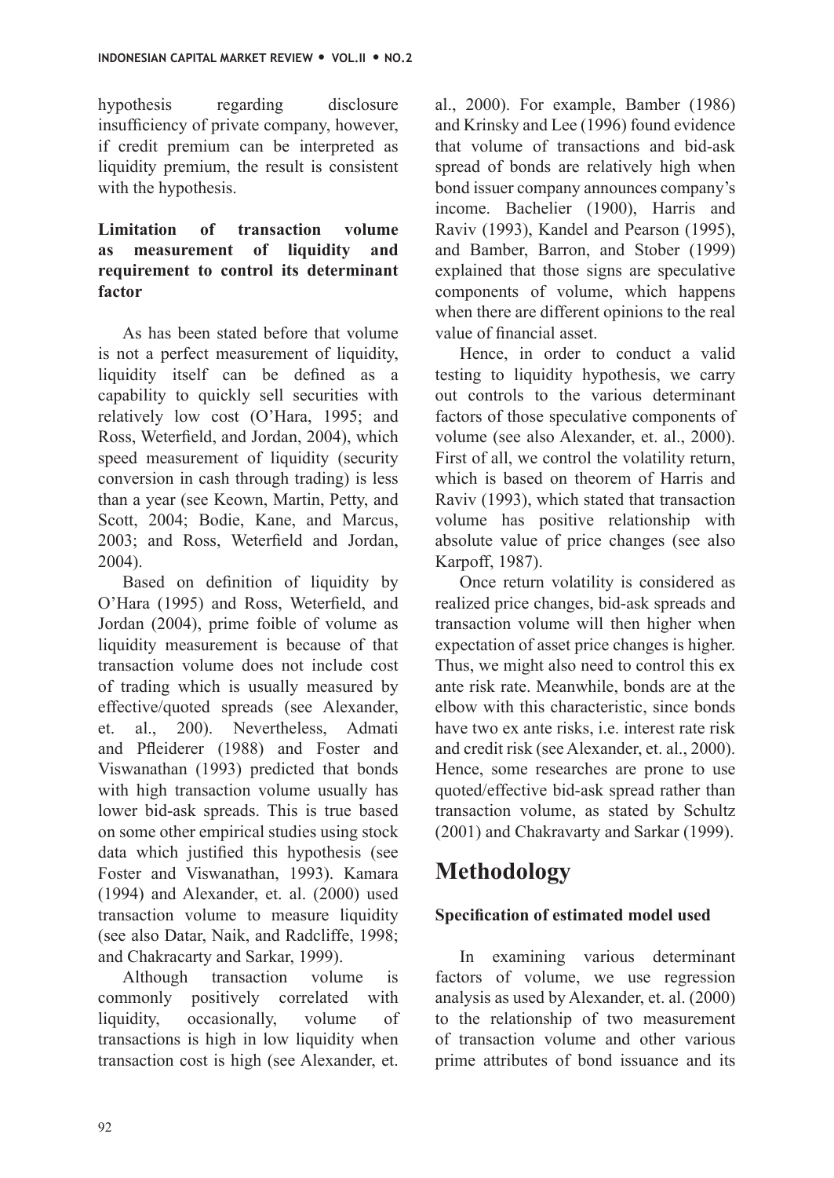hypothesis regarding disclosure insufficiency of private company, however, if credit premium can be interpreted as liquidity premium, the result is consistent with the hypothesis.

**Limitation of transaction volume as measurement of liquidity and requirement to control its determinant factor**

As has been stated before that volume is not a perfect measurement of liquidity, liquidity itself can be defined as a capability to quickly sell securities with relatively low cost (O'Hara, 1995; and Ross, Weterfield, and Jordan, 2004), which speed measurement of liquidity (security conversion in cash through trading) is less than a year (see Keown, Martin, Petty, and Scott, 2004; Bodie, Kane, and Marcus, 2003; and Ross, Weterfield and Jordan, 2004).

Based on definition of liquidity by O'Hara (1995) and Ross, Weterfield, and Jordan (2004), prime foible of volume as liquidity measurement is because of that transaction volume does not include cost of trading which is usually measured by effective/quoted spreads (see Alexander, et. al., 200). Nevertheless, Admati and Pfleiderer (1988) and Foster and Viswanathan (1993) predicted that bonds with high transaction volume usually has lower bid-ask spreads. This is true based on some other empirical studies using stock data which justified this hypothesis (see Foster and Viswanathan, 1993). Kamara (1994) and Alexander, et. al. (2000) used transaction volume to measure liquidity (see also Datar, Naik, and Radcliffe, 1998; and Chakracarty and Sarkar, 1999).

Although transaction volume is commonly positively correlated with liquidity, occasionally, volume of transactions is high in low liquidity when transaction cost is high (see Alexander, et. al., 2000). For example, Bamber (1986) and Krinsky and Lee (1996) found evidence that volume of transactions and bid-ask spread of bonds are relatively high when bond issuer company announces company's income. Bachelier (1900), Harris and Raviv (1993), Kandel and Pearson (1995), and Bamber, Barron, and Stober (1999) explained that those signs are speculative components of volume, which happens when there are different opinions to the real value of financial asset.

Hence, in order to conduct a valid testing to liquidity hypothesis, we carry out controls to the various determinant factors of those speculative components of volume (see also Alexander, et. al., 2000). First of all, we control the volatility return, which is based on theorem of Harris and Raviv (1993), which stated that transaction volume has positive relationship with absolute value of price changes (see also Karpoff, 1987).

Once return volatility is considered as realized price changes, bid-ask spreads and transaction volume will then higher when expectation of asset price changes is higher. Thus, we might also need to control this ex ante risk rate. Meanwhile, bonds are at the elbow with this characteristic, since bonds have two ex ante risks, i.e. interest rate risk and credit risk (see Alexander, et. al., 2000). Hence, some researches are prone to use quoted/effective bid-ask spread rather than transaction volume, as stated by Schultz (2001) and Chakravarty and Sarkar (1999).

# Methodology

**Specification of estimated model used**

In examining various determinant factors of volume, we use regression analysis as used by Alexander, et. al. (2000) to the relationship of two measurement of transaction volume and other various prime attributes of bond issuance and its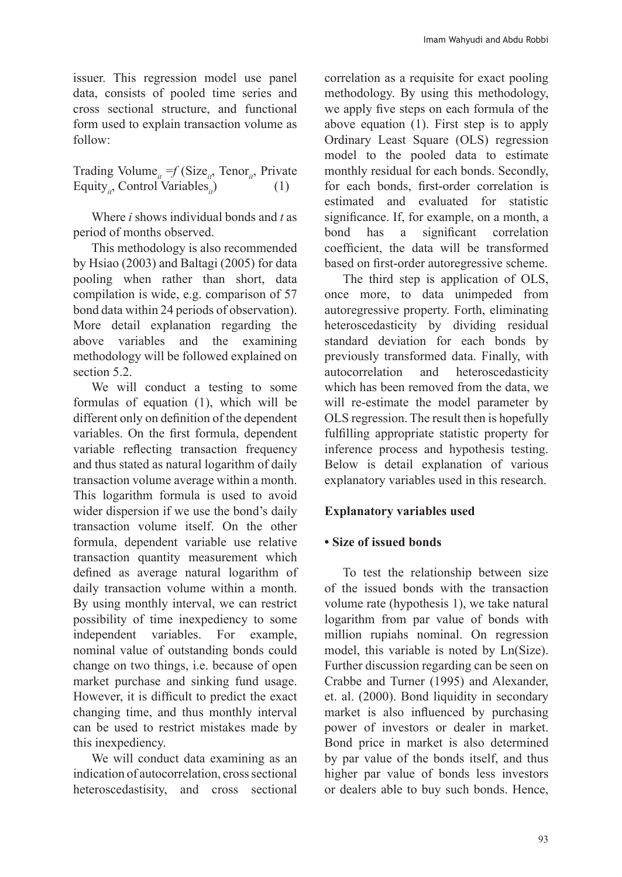issuer. This regression model use panel data, consists of pooled time series and cross sectional structure, and functional form used to explain transaction volume as follow:

$$\text{Trading Volume}_{it} = f\,(\text{Size}_{it}, \text{Tenor}_{it}, \text{Private Equity}_{it}, \text{Control Variables}_{it}) \qquad (1)$$

Where *i* shows individual bonds and *t* as period of months observed.

This methodology is also recommended by Hsiao (2003) and Baltagi (2005) for data pooling when rather than short, data compilation is wide, e.g. comparison of 57 bond data within 24 periods of observation). More detail explanation regarding the above variables and the examining methodology will be followed explained on section 5.2.

We will conduct a testing to some formulas of equation (1), which will be different only on definition of the dependent variables. On the first formula, dependent variable reflecting transaction frequency and thus stated as natural logarithm of daily transaction volume average within a month. This logarithm formula is used to avoid wider dispersion if we use the bond's daily transaction volume itself. On the other formula, dependent variable use relative transaction quantity measurement which defined as average natural logarithm of daily transaction volume within a month. By using monthly interval, we can restrict possibility of time inexpediency to some independent variables. For example, nominal value of outstanding bonds could change on two things, i.e. because of open market purchase and sinking fund usage. However, it is difficult to predict the exact changing time, and thus monthly interval can be used to restrict mistakes made by this inexpediency.

We will conduct data examining as an indication of autocorrelation, cross sectional heteroscedastisity, and cross sectional correlation as a requisite for exact pooling methodology. By using this methodology, we apply five steps on each formula of the above equation (1). First step is to apply Ordinary Least Square (OLS) regression model to the pooled data to estimate monthly residual for each bonds. Secondly, for each bonds, first-order correlation is estimated and evaluated for statistic significance. If, for example, on a month, a bond has a significant correlation coefficient, the data will be transformed based on first-order autoregressive scheme.

The third step is application of OLS, once more, to data unimpeded from autoregressive property. Forth, eliminating heteroscedasticity by dividing residual standard deviation for each bonds by previously transformed data. Finally, with autocorrelation and heteroscedasticity which has been removed from the data, we will re-estimate the model parameter by OLS regression. The result then is hopefully fulfilling appropriate statistic property for inference process and hypothesis testing. Below is detail explanation of various explanatory variables used in this research.

**Explanatory variables used**

**• Size of issued bonds**

To test the relationship between size of the issued bonds with the transaction volume rate (hypothesis 1), we take natural logarithm from par value of bonds with million rupiahs nominal. On regression model, this variable is noted by Ln(Size). Further discussion regarding can be seen on Crabbe and Turner (1995) and Alexander, et. al. (2000). Bond liquidity in secondary market is also influenced by purchasing power of investors or dealer in market. Bond price in market is also determined by par value of the bonds itself, and thus higher par value of bonds less investors or dealers able to buy such bonds. Hence,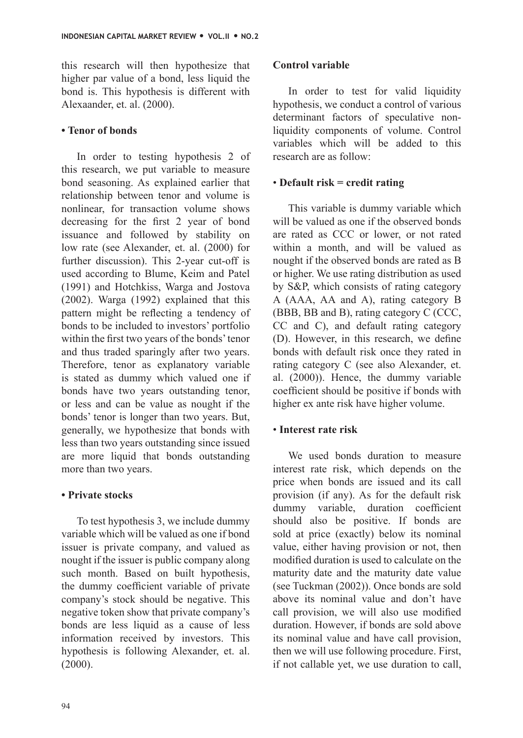this research will then hypothesize that higher par value of a bond, less liquid the bond is. This hypothesis is different with Alexaander, et. al. (2000).

**• Tenor of bonds**

In order to testing hypothesis 2 of this research, we put variable to measure bond seasoning. As explained earlier that relationship between tenor and volume is nonlinear, for transaction volume shows decreasing for the first 2 year of bond issuance and followed by stability on low rate (see Alexander, et. al. (2000) for further discussion). This 2-year cut-off is used according to Blume, Keim and Patel (1991) and Hotchkiss, Warga and Jostova (2002). Warga (1992) explained that this pattern might be reflecting a tendency of bonds to be included to investors' portfolio within the first two years of the bonds' tenor and thus traded sparingly after two years. Therefore, tenor as explanatory variable is stated as dummy which valued one if bonds have two years outstanding tenor, or less and can be value as nought if the bonds' tenor is longer than two years. But, generally, we hypothesize that bonds with less than two years outstanding since issued are more liquid that bonds outstanding more than two years.

**• Private stocks**

To test hypothesis 3, we include dummy variable which will be valued as one if bond issuer is private company, and valued as nought if the issuer is public company along such month. Based on built hypothesis, the dummy coefficient variable of private company's stock should be negative. This negative token show that private company's bonds are less liquid as a cause of less information received by investors. This hypothesis is following Alexander, et. al. (2000).

**Control variable**

In order to test for valid liquidity hypothesis, we conduct a control of various determinant factors of speculative non-liquidity components of volume. Control variables which will be added to this research are as follow:

• **Default risk = credit rating**

This variable is dummy variable which will be valued as one if the observed bonds are rated as CCC or lower, or not rated within a month, and will be valued as nought if the observed bonds are rated as B or higher. We use rating distribution as used by S&P, which consists of rating category A (AAA, AA and A), rating category B (BBB, BB and B), rating category C (CCC, CC and C), and default rating category (D). However, in this research, we define bonds with default risk once they rated in rating category C (see also Alexander, et. al. (2000)). Hence, the dummy variable coefficient should be positive if bonds with higher ex ante risk have higher volume.

• **Interest rate risk**

We used bonds duration to measure interest rate risk, which depends on the price when bonds are issued and its call provision (if any). As for the default risk dummy variable, duration coefficient should also be positive. If bonds are sold at price (exactly) below its nominal value, either having provision or not, then modified duration is used to calculate on the maturity date and the maturity date value (see Tuckman (2002)). Once bonds are sold above its nominal value and don't have call provision, we will also use modified duration. However, if bonds are sold above its nominal value and have call provision, then we will use following procedure. First, if not callable yet, we use duration to call,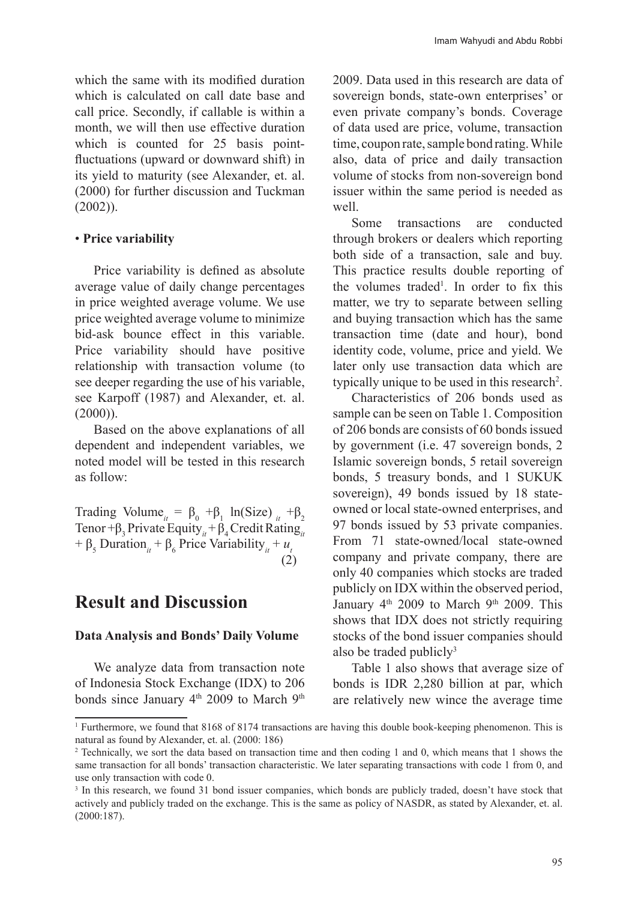which the same with its modified duration which is calculated on call date base and call price. Secondly, if callable is within a month, we will then use effective duration which is counted for 25 basis point-fluctuations (upward or downward shift) in its yield to maturity (see Alexander, et. al. (2000) for further discussion and Tuckman (2002)).

• **Price variability**

Price variability is defined as absolute average value of daily change percentages in price weighted average volume. We use price weighted average volume to minimize bid-ask bounce effect in this variable. Price variability should have positive relationship with transaction volume (to see deeper regarding the use of his variable, see Karpoff (1987) and Alexander, et. al. (2000)).

Based on the above explanations of all dependent and independent variables, we noted model will be tested in this research as follow:

$$\text{Trading Volume}_{it} = \beta_0 + \beta_1 \ln(\text{Size})_{it} + \beta_2 \text{Tenor} + \beta_3 \text{Private Equity}_{it} + \beta_4 \text{Credit Rating}_{it} + \beta_5 \text{Duration}_{it} + \beta_6 \text{Price Variability}_{it} + u_t \quad (2)$$

## Result and Discussion

### Data Analysis and Bonds' Daily Volume

We analyze data from transaction note of Indonesia Stock Exchange (IDX) to 206 bonds since January 4th 2009 to March 9th 2009. Data used in this research are data of sovereign bonds, state-own enterprises' or even private company's bonds. Coverage of data used are price, volume, transaction time, coupon rate, sample bond rating. While also, data of price and daily transaction volume of stocks from non-sovereign bond issuer within the same period is needed as well.

Some transactions are conducted through brokers or dealers which reporting both side of a transaction, sale and buy. This practice results double reporting of the volumes traded[1]. In order to fix this matter, we try to separate between selling and buying transaction which has the same transaction time (date and hour), bond identity code, volume, price and yield. We later only use transaction data which are typically unique to be used in this research[2].

Characteristics of 206 bonds used as sample can be seen on Table 1. Composition of 206 bonds are consists of 60 bonds issued by government (i.e. 47 sovereign bonds, 2 Islamic sovereign bonds, 5 retail sovereign bonds, 5 treasury bonds, and 1 SUKUK sovereign), 49 bonds issued by 18 state-owned or local state-owned enterprises, and 97 bonds issued by 53 private companies. From 71 state-owned/local state-owned company and private company, there are only 40 companies which stocks are traded publicly on IDX within the observed period, January 4th 2009 to March 9th 2009. This shows that IDX does not strictly requiring stocks of the bond issuer companies should also be traded publicly[3]

Table 1 also shows that average size of bonds is IDR 2,280 billion at par, which are relatively new wince the average time

---

[1] Furthermore, we found that 8168 of 8174 transactions are having this double book-keeping phenomenon. This is natural as found by Alexander, et. al. (2000: 186)

[2] Technically, we sort the data based on transaction time and then coding 1 and 0, which means that 1 shows the same transaction for all bonds' transaction characteristic. We later separating transactions with code 1 from 0, and use only transaction with code 0.

[3] In this research, we found 31 bond issuer companies, which bonds are publicly traded, doesn't have stock that actively and publicly traded on the exchange. This is the same as policy of NASDR, as stated by Alexander, et. al. (2000:187).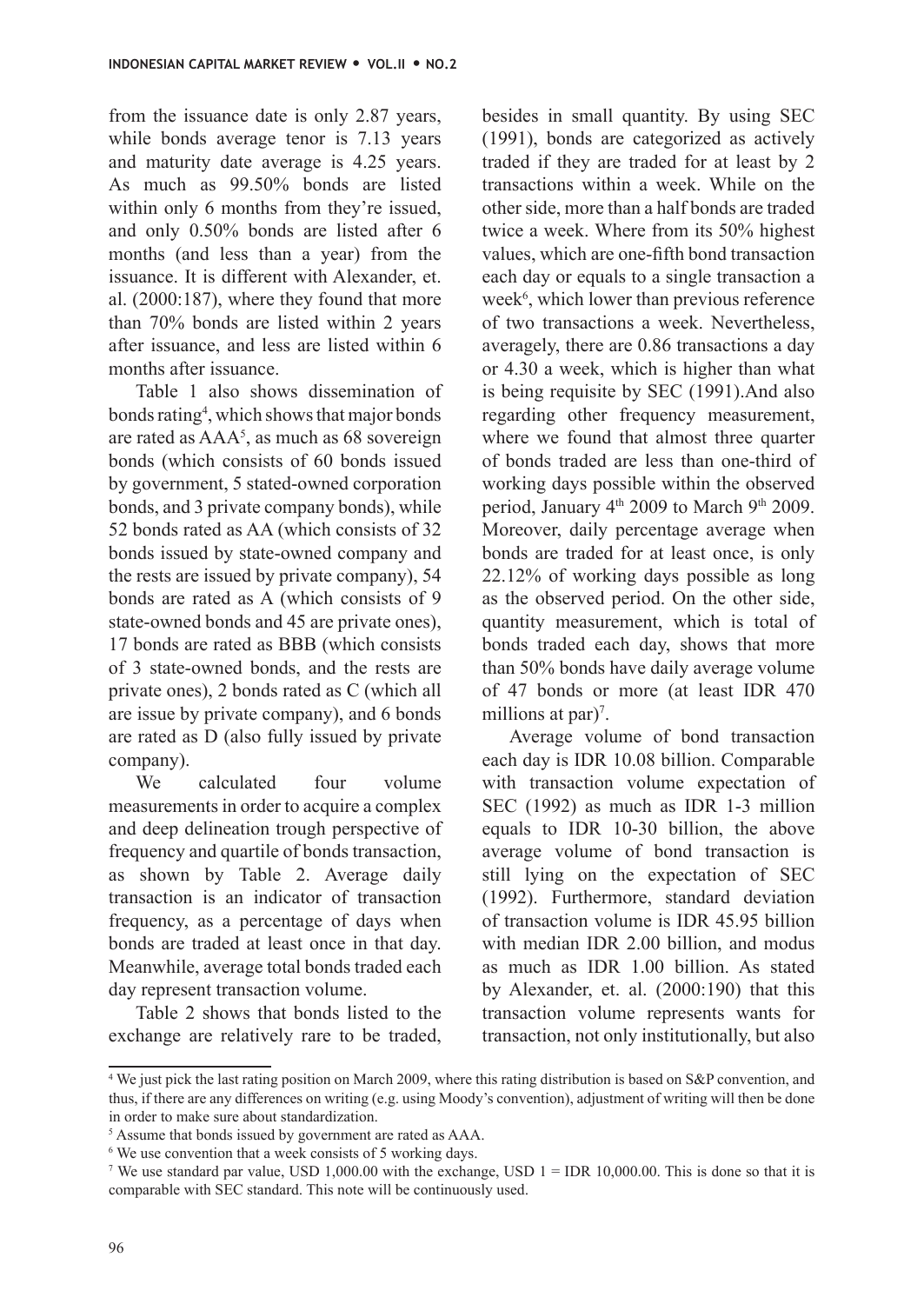from the issuance date is only 2.87 years, while bonds average tenor is 7.13 years and maturity date average is 4.25 years. As much as 99.50% bonds are listed within only 6 months from they're issued, and only 0.50% bonds are listed after 6 months (and less than a year) from the issuance. It is different with Alexander, et. al. (2000:187), where they found that more than 70% bonds are listed within 2 years after issuance, and less are listed within 6 months after issuance.

Table 1 also shows dissemination of bonds rating[4], which shows that major bonds are rated as AAA[5], as much as 68 sovereign bonds (which consists of 60 bonds issued by government, 5 stated-owned corporation bonds, and 3 private company bonds), while 52 bonds rated as AA (which consists of 32 bonds issued by state-owned company and the rests are issued by private company), 54 bonds are rated as A (which consists of 9 state-owned bonds and 45 are private ones), 17 bonds are rated as BBB (which consists of 3 state-owned bonds, and the rests are private ones), 2 bonds rated as C (which all are issue by private company), and 6 bonds are rated as D (also fully issued by private company).

We calculated four volume measurements in order to acquire a complex and deep delineation trough perspective of frequency and quartile of bonds transaction, as shown by Table 2. Average daily transaction is an indicator of transaction frequency, as a percentage of days when bonds are traded at least once in that day. Meanwhile, average total bonds traded each day represent transaction volume.

Table 2 shows that bonds listed to the exchange are relatively rare to be traded, besides in small quantity. By using SEC (1991), bonds are categorized as actively traded if they are traded for at least by 2 transactions within a week. While on the other side, more than a half bonds are traded twice a week. Where from its 50% highest values, which are one-fifth bond transaction each day or equals to a single transaction a week[6], which lower than previous reference of two transactions a week. Nevertheless, averagely, there are 0.86 transactions a day or 4.30 a week, which is higher than what is being requisite by SEC (1991).And also regarding other frequency measurement, where we found that almost three quarter of bonds traded are less than one-third of working days possible within the observed period, January 4th 2009 to March 9th 2009. Moreover, daily percentage average when bonds are traded for at least once, is only 22.12% of working days possible as long as the observed period. On the other side, quantity measurement, which is total of bonds traded each day, shows that more than 50% bonds have daily average volume of 47 bonds or more (at least IDR 470 millions at par)[7].

Average volume of bond transaction each day is IDR 10.08 billion. Comparable with transaction volume expectation of SEC (1992) as much as IDR 1-3 million equals to IDR 10-30 billion, the above average volume of bond transaction is still lying on the expectation of SEC (1992). Furthermore, standard deviation of transaction volume is IDR 45.95 billion with median IDR 2.00 billion, and modus as much as IDR 1.00 billion. As stated by Alexander, et. al. (2000:190) that this transaction volume represents wants for transaction, not only institutionally, but also

---

[4] We just pick the last rating position on March 2009, where this rating distribution is based on S&P convention, and thus, if there are any differences on writing (e.g. using Moody's convention), adjustment of writing will then be done in order to make sure about standardization.

[5] Assume that bonds issued by government are rated as AAA.

[6] We use convention that a week consists of 5 working days.

[7] We use standard par value, USD 1,000.00 with the exchange, USD 1 = IDR 10,000.00. This is done so that it is comparable with SEC standard. This note will be continuously used.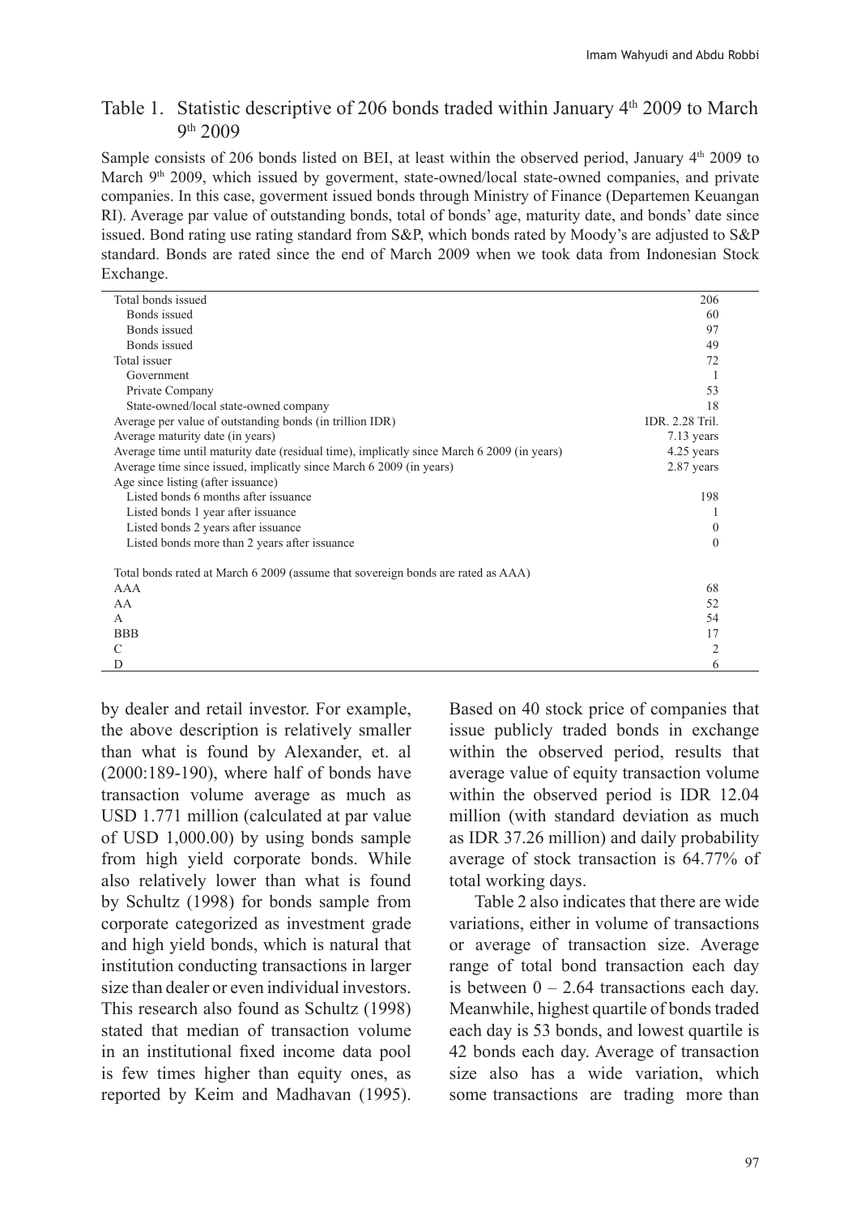### Table 1. Statistic descriptive of 206 bonds traded within January 4th 2009 to March 9th 2009

Sample consists of 206 bonds listed on BEI, at least within the observed period, January 4th 2009 to March 9th 2009, which issued by goverment, state-owned/local state-owned companies, and private companies. In this case, goverment issued bonds through Ministry of Finance (Departemen Keuangan RI). Average par value of outstanding bonds, total of bonds' age, maturity date, and bonds' date since issued. Bond rating use rating standard from S&P, which bonds rated by Moody's are adjusted to S&P standard. Bonds are rated since the end of March 2009 when we took data from Indonesian Stock Exchange.

| | |
|---|---|
| Total bonds issued | 206 |
| Bonds issued | 60 |
| Bonds issued | 97 |
| Bonds issued | 49 |
| Total issuer | 72 |
| Government | 1 |
| Private Company | 53 |
| State-owned/local state-owned company | 18 |
| Average per value of outstanding bonds (in trillion IDR) | IDR. 2.28 Tril. |
| Average maturity date (in years) | 7.13 years |
| Average time until maturity date (residual time), implicatly since March 6 2009 (in years) | 4.25 years |
| Average time since issued, implicatly since March 6 2009 (in years) | 2.87 years |
| Age since listing (after issuance) | |
| Listed bonds 6 months after issuance | 198 |
| Listed bonds 1 year after issuance | 1 |
| Listed bonds 2 years after issuance | 0 |
| Listed bonds more than 2 years after issuance | 0 |
| | |
| Total bonds rated at March 6 2009 (assume that sovereign bonds are rated as AAA) | |
| AAA | 68 |
| AA | 52 |
| A | 54 |
| BBB | 17 |
| C | 2 |
| D | 6 |

by dealer and retail investor. For example, the above description is relatively smaller than what is found by Alexander, et. al (2000:189-190), where half of bonds have transaction volume average as much as USD 1.771 million (calculated at par value of USD 1,000.00) by using bonds sample from high yield corporate bonds. While also relatively lower than what is found by Schultz (1998) for bonds sample from corporate categorized as investment grade and high yield bonds, which is natural that institution conducting transactions in larger size than dealer or even individual investors. This research also found as Schultz (1998) stated that median of transaction volume in an institutional fixed income data pool is few times higher than equity ones, as reported by Keim and Madhavan (1995). Based on 40 stock price of companies that issue publicly traded bonds in exchange within the observed period, results that average value of equity transaction volume within the observed period is IDR 12.04 million (with standard deviation as much as IDR 37.26 million) and daily probability average of stock transaction is 64.77% of total working days.

Table 2 also indicates that there are wide variations, either in volume of transactions or average of transaction size. Average range of total bond transaction each day is between 0 – 2.64 transactions each day. Meanwhile, highest quartile of bonds traded each day is 53 bonds, and lowest quartile is 42 bonds each day. Average of transaction size also has a wide variation, which some transactions are trading more than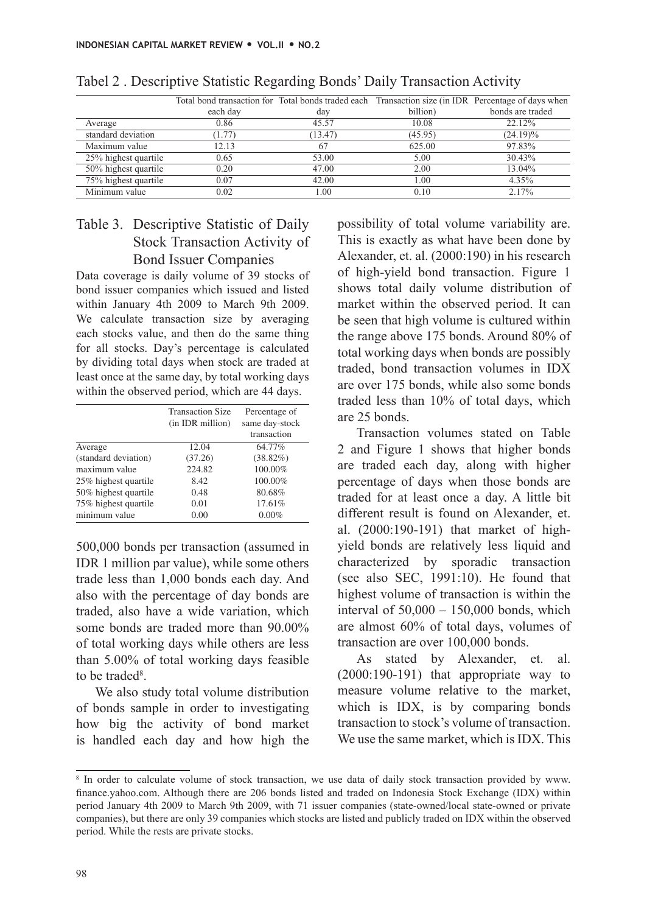Tabel 2 . Descriptive Statistic Regarding Bonds' Daily Transaction Activity

| | Total bond transaction for each day | Total bonds traded each day | Transaction size (in IDR billion) | Percentage of days when bonds are traded |
|---|---|---|---|---|
| Average | 0.86 | 45.57 | 10.08 | 22.12% |
| standard deviation | (1.77) | (13.47) | (45.95) | (24.19)% |
| Maximum value | 12.13 | 67 | 625.00 | 97.83% |
| 25% highest quartile | 0.65 | 53.00 | 5.00 | 30.43% |
| 50% highest quartile | 0.20 | 47.00 | 2.00 | 13.04% |
| 75% highest quartile | 0.07 | 42.00 | 1.00 | 4.35% |
| Minimum value | 0.02 | 1.00 | 0.10 | 2.17% |

## Table 3. Descriptive Statistic of Daily Stock Transaction Activity of Bond Issuer Companies

Data coverage is daily volume of 39 stocks of bond issuer companies which issued and listed within January 4th 2009 to March 9th 2009. We calculate transaction size by averaging each stocks value, and then do the same thing for all stocks. Day's percentage is calculated by dividing total days when stock are traded at least once at the same day, by total working days within the observed period, which are 44 days.

| | Transaction Size (in IDR million) | Percentage of same day-stock transaction |
|---|---|---|
| Average | 12.04 | 64.77% |
| (standard deviation) | (37.26) | (38.82%) |
| maximum value | 224.82 | 100.00% |
| 25% highest quartile | 8.42 | 100.00% |
| 50% highest quartile | 0.48 | 80.68% |
| 75% highest quartile | 0.01 | 17.61% |
| minimum value | 0.00 | 0.00% |

500,000 bonds per transaction (assumed in IDR 1 million par value), while some others trade less than 1,000 bonds each day. And also with the percentage of day bonds are traded, also have a wide variation, which some bonds are traded more than 90.00% of total working days while others are less than 5.00% of total working days feasible to be traded[8].

We also study total volume distribution of bonds sample in order to investigating how big the activity of bond market is handled each day and how high the possibility of total volume variability are. This is exactly as what have been done by Alexander, et. al. (2000:190) in his research of high-yield bond transaction. Figure 1 shows total daily volume distribution of market within the observed period. It can be seen that high volume is cultured within the range above 175 bonds. Around 80% of total working days when bonds are possibly traded, bond transaction volumes in IDX are over 175 bonds, while also some bonds traded less than 10% of total days, which are 25 bonds.

Transaction volumes stated on Table 2 and Figure 1 shows that higher bonds are traded each day, along with higher percentage of days when those bonds are traded for at least once a day. A little bit different result is found on Alexander, et. al. (2000:190-191) that market of high-yield bonds are relatively less liquid and characterized by sporadic transaction (see also SEC, 1991:10). He found that highest volume of transaction is within the interval of 50,000 – 150,000 bonds, which are almost 60% of total days, volumes of transaction are over 100,000 bonds.

As stated by Alexander, et. al. (2000:190-191) that appropriate way to measure volume relative to the market, which is IDX, is by comparing bonds transaction to stock's volume of transaction. We use the same market, which is IDX. This

---

[8] In order to calculate volume of stock transaction, we use data of daily stock transaction provided by www.finance.yahoo.com. Although there are 206 bonds listed and traded on Indonesia Stock Exchange (IDX) within period January 4th 2009 to March 9th 2009, with 71 issuer companies (state-owned/local state-owned or private companies), but there are only 39 companies which stocks are listed and publicly traded on IDX within the observed period. While the rests are private stocks.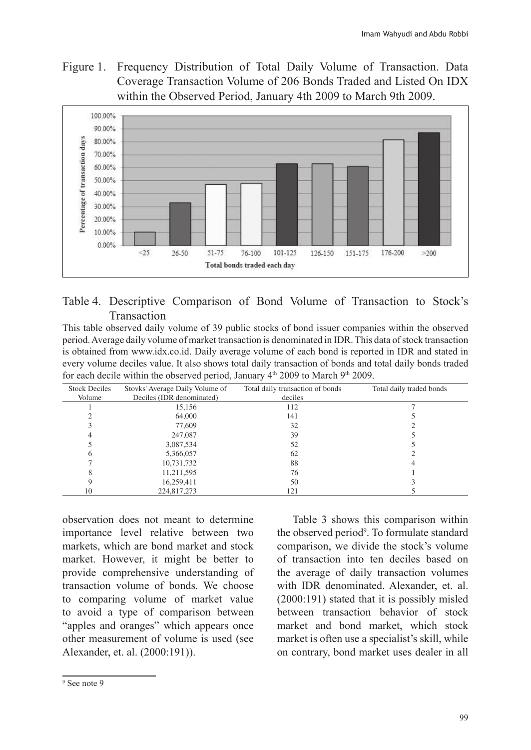Figure 1. Frequency Distribution of Total Daily Volume of Transaction. Data Coverage Transaction Volume of 206 Bonds Traded and Listed On IDX within the Observed Period, January 4th 2009 to March 9th 2009.

Table 4. Descriptive Comparison of Bond Volume of Transaction to Stock's Transaction

This table observed daily volume of 39 public stocks of bond issuer companies within the observed period. Average daily volume of market transaction is denominated in IDR. This data of stock transaction is obtained from www.idx.co.id. Daily average volume of each bond is reported in IDR and stated in every volume deciles value. It also shows total daily transaction of bonds and total daily bonds traded for each decile within the observed period, January 4th 2009 to March 9th 2009.

| Stock Deciles Volume | Stovks' Average Daily Volume of Deciles (IDR denominated) | Total daily transaction of bonds deciles | Total daily traded bonds |
|---|---|---|---|
| 1 | 15,156 | 112 | 7 |
| 2 | 64,000 | 141 | 5 |
| 3 | 77,609 | 32 | 2 |
| 4 | 247,087 | 39 | 5 |
| 5 | 3,087,534 | 52 | 5 |
| 6 | 5,366,057 | 62 | 2 |
| 7 | 10,731,732 | 88 | 4 |
| 8 | 11,211,595 | 76 | 1 |
| 9 | 16,259,411 | 50 | 3 |
| 10 | 224,817,273 | 121 | 5 |

observation does not meant to determine importance level relative between two markets, which are bond market and stock market. However, it might be better to provide comprehensive understanding of transaction volume of bonds. We choose to comparing volume of market value to avoid a type of comparison between "apples and oranges" which appears once other measurement of volume is used (see Alexander, et. al. (2000:191)).

Table 3 shows this comparison within the observed period[9]. To formulate standard comparison, we divide the stock's volume of transaction into ten deciles based on the average of daily transaction volumes with IDR denominated. Alexander, et. al. (2000:191) stated that it is possibly misled between transaction behavior of stock market and bond market, which stock market is often use a specialist's skill, while on contrary, bond market uses dealer in all

[9] See note 9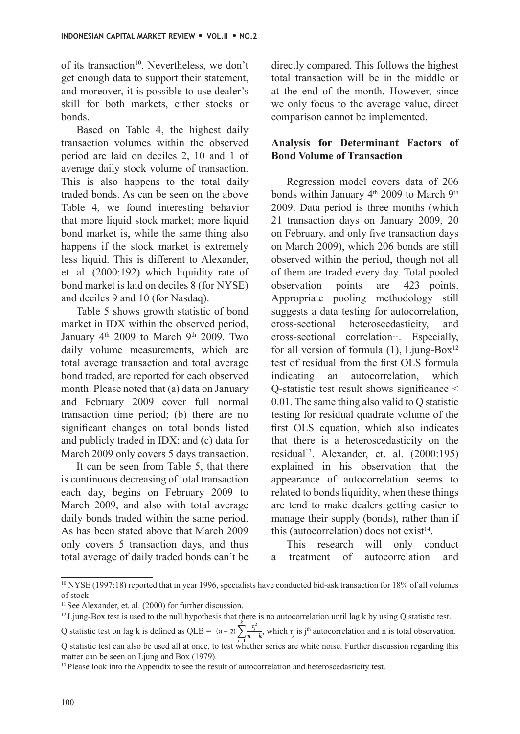of its transaction[10]. Nevertheless, we don't get enough data to support their statement, and moreover, it is possible to use dealer's skill for both markets, either stocks or bonds.

Based on Table 4, the highest daily transaction volumes within the observed period are laid on deciles 2, 10 and 1 of average daily stock volume of transaction. This is also happens to the total daily traded bonds. As can be seen on the above Table 4, we found interesting behavior that more liquid stock market; more liquid bond market is, while the same thing also happens if the stock market is extremely less liquid. This is different to Alexander, et. al. (2000:192) which liquidity rate of bond market is laid on deciles 8 (for NYSE) and deciles 9 and 10 (for Nasdaq).

Table 5 shows growth statistic of bond market in IDX within the observed period, January 4th 2009 to March 9th 2009. Two daily volume measurements, which are total average transaction and total average bond traded, are reported for each observed month. Please noted that (a) data on January and February 2009 cover full normal transaction time period; (b) there are no significant changes on total bonds listed and publicly traded in IDX; and (c) data for March 2009 only covers 5 days transaction.

It can be seen from Table 5, that there is continuous decreasing of total transaction each day, begins on February 2009 to March 2009, and also with total average daily bonds traded within the same period. As has been stated above that March 2009 only covers 5 transaction days, and thus total average of daily traded bonds can't be directly compared. This follows the highest total transaction will be in the middle or at the end of the month. However, since we only focus to the average value, direct comparison cannot be implemented.

### Analysis for Determinant Factors of Bond Volume of Transaction

Regression model covers data of 206 bonds within January 4th 2009 to March 9th 2009. Data period is three months (which 21 transaction days on January 2009, 20 on February, and only five transaction days on March 2009), which 206 bonds are still observed within the period, though not all of them are traded every day. Total pooled observation points are 423 points. Appropriate pooling methodology still suggests a data testing for autocorrelation, cross-sectional heteroscedasticity, and cross-sectional correlation[11]. Especially, for all version of formula (1), Ljung-Box[12] test of residual from the first OLS formula indicating an autocorrelation, which Q-statistic test result shows significance < 0.01. The same thing also valid to Q statistic testing for residual quadrate volume of the first OLS equation, which also indicates that there is a heteroscedasticity on the residual[13]. Alexander, et. al. (2000:195) explained in his observation that the appearance of autocorrelation seems to related to bonds liquidity, when these things are tend to make dealers getting easier to manage their supply (bonds), rather than if this (autocorrelation) does not exist[14].

This research will only conduct a treatment of autocorrelation and

---

[10] NYSE (1997:18) reported that in year 1996, specialists have conducted bid-ask transaction for 18% of all volumes of stock

[11] See Alexander, et. al. (2000) for further discussion.

[12] Ljung-Box test is used to the null hypothesis that there is no autocorrelation until lag k by using Q statistic test. Q statistic test on lag k is defined as QLB = $(n+2)\sum_{j=1}^{k}\frac{\tau_j^2}{n-k}$, which $\tau_j$ is j[th] autocorrelation and n is total observation. Q statistic test can also be used all at once, to test whether series are white noise. Further discussion regarding this matter can be seen on Ljung and Box (1979).

[13] Please look into the Appendix to see the result of autocorrelation and heteroscedasticity test.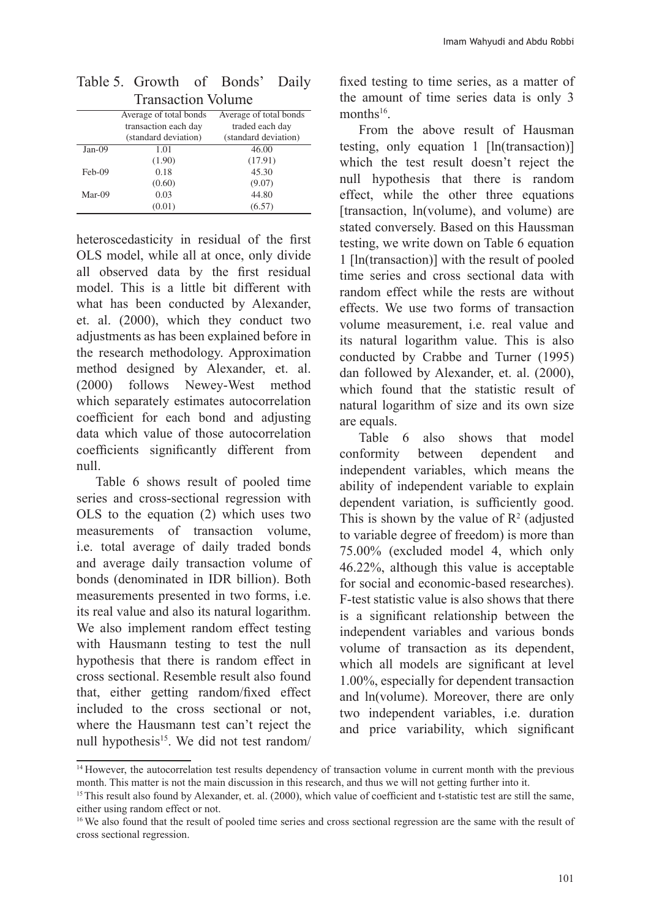Table 5. Growth of Bonds' Daily Transaction Volume

| | Average of total bonds transaction each day (standard deviation) | Average of total bonds traded each day (standard deviation) |
|---|---|---|
| Jan-09 | 1.01 | 46.00 |
| | (1.90) | (17.91) |
| Feb-09 | 0.18 | 45.30 |
| | (0.60) | (9.07) |
| Mar-09 | 0.03 | 44.80 |
| | (0.01) | (6.57) |

heteroscedasticity in residual of the first OLS model, while all at once, only divide all observed data by the first residual model. This is a little bit different with what has been conducted by Alexander, et. al. (2000), which they conduct two adjustments as has been explained before in the research methodology. Approximation method designed by Alexander, et. al. (2000) follows Newey-West method which separately estimates autocorrelation coefficient for each bond and adjusting data which value of those autocorrelation coefficients significantly different from null.

Table 6 shows result of pooled time series and cross-sectional regression with OLS to the equation (2) which uses two measurements of transaction volume, i.e. total average of daily traded bonds and average daily transaction volume of bonds (denominated in IDR billion). Both measurements presented in two forms, i.e. its real value and also its natural logarithm. We also implement random effect testing with Hausmann testing to test the null hypothesis that there is random effect in cross sectional. Resemble result also found that, either getting random/fixed effect included to the cross sectional or not, where the Hausmann test can't reject the null hypothesis[15]. We did not test random/fixed testing to time series, as a matter of the amount of time series data is only 3 months[16].

From the above result of Hausman testing, only equation 1 [ln(transaction)] which the test result doesn't reject the null hypothesis that there is random effect, while the other three equations [transaction, ln(volume), and volume) are stated conversely. Based on this Haussman testing, we write down on Table 6 equation 1 [ln(transaction)] with the result of pooled time series and cross sectional data with random effect while the rests are without effects. We use two forms of transaction volume measurement, i.e. real value and its natural logarithm value. This is also conducted by Crabbe and Turner (1995) dan followed by Alexander, et. al. (2000), which found that the statistic result of natural logarithm of size and its own size are equals.

Table 6 also shows that model conformity between dependent and independent variables, which means the ability of independent variable to explain dependent variation, is sufficiently good. This is shown by the value of $R^2$ (adjusted to variable degree of freedom) is more than 75.00% (excluded model 4, which only 46.22%, although this value is acceptable for social and economic-based researches). F-test statistic value is also shows that there is a significant relationship between the independent variables and various bonds volume of transaction as its dependent, which all models are significant at level 1.00%, especially for dependent transaction and ln(volume). Moreover, there are only two independent variables, i.e. duration and price variability, which significant

---

[14] However, the autocorrelation test results dependency of transaction volume in current month with the previous month. This matter is not the main discussion in this research, and thus we will not getting further into it.

[15] This result also found by Alexander, et. al. (2000), which value of coefficient and t-statistic test are still the same, either using random effect or not.

[16] We also found that the result of pooled time series and cross sectional regression are the same with the result of cross sectional regression.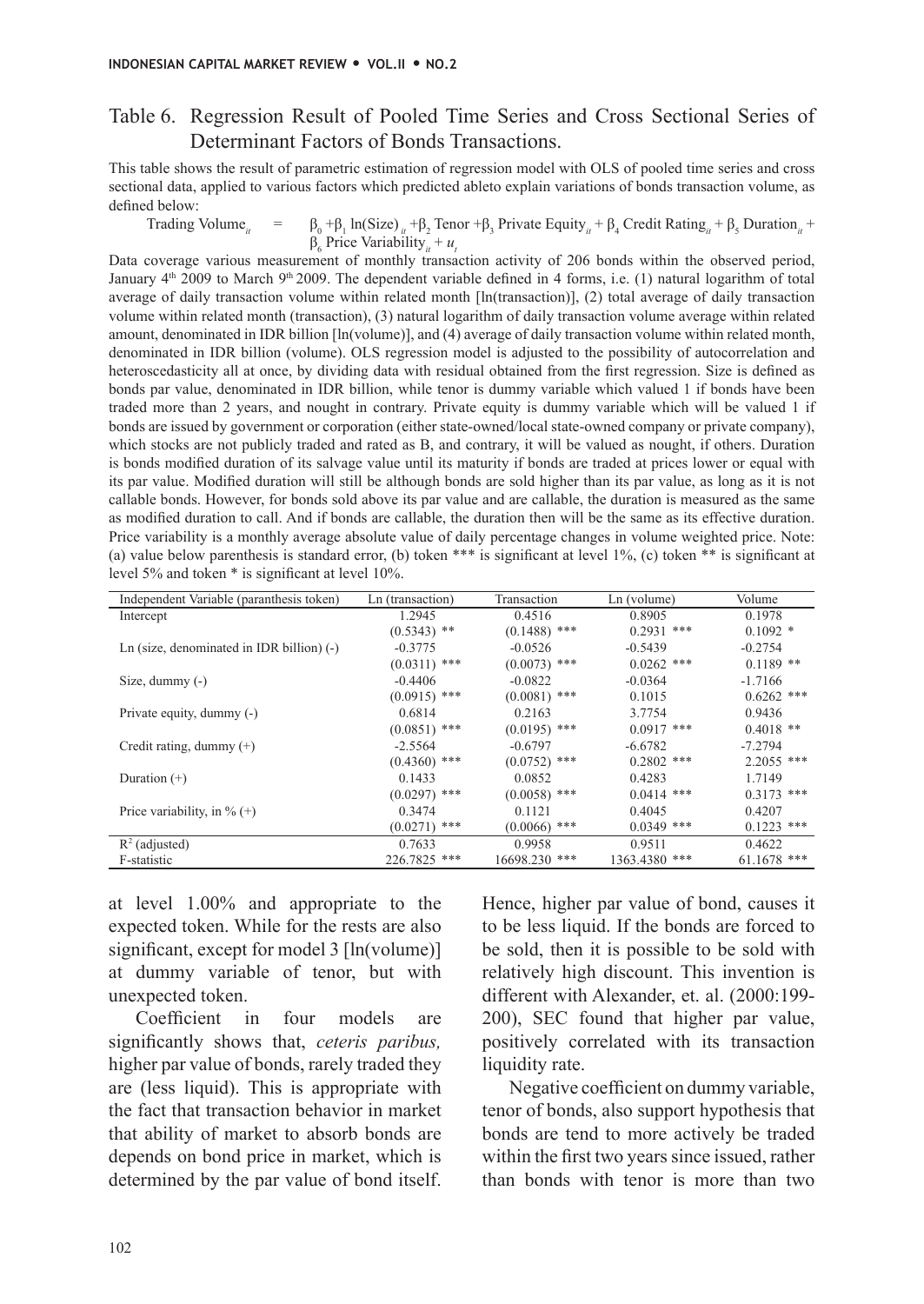## Table 6. Regression Result of Pooled Time Series and Cross Sectional Series of Determinant Factors of Bonds Transactions.

This table shows the result of parametric estimation of regression model with OLS of pooled time series and cross sectional data, applied to various factors which predicted ableto explain variations of bonds transaction volume, as defined below:

$$\text{Trading Volume}_{it} = \beta_0 + \beta_1 \ln(\text{Size})_{it} + \beta_2 \text{ Tenor} + \beta_3 \text{ Private Equity}_{it} + \beta_4 \text{ Credit Rating}_{it} + \beta_5 \text{ Duration}_{it} + \beta_6 \text{ Price Variability}_{it} + u_t$$

Data coverage various measurement of monthly transaction activity of 206 bonds within the observed period, January 4th 2009 to March 9th 2009. The dependent variable defined in 4 forms, i.e. (1) natural logarithm of total average of daily transaction volume within related month [ln(transaction)], (2) total average of daily transaction volume within related month (transaction), (3) natural logarithm of daily transaction volume average within related amount, denominated in IDR billion [ln(volume)], and (4) average of daily transaction volume within related month, denominated in IDR billion (volume). OLS regression model is adjusted to the possibility of autocorrelation and heteroscedasticity all at once, by dividing data with residual obtained from the first regression. Size is defined as bonds par value, denominated in IDR billion, while tenor is dummy variable which valued 1 if bonds have been traded more than 2 years, and nought in contrary. Private equity is dummy variable which will be valued 1 if bonds are issued by government or corporation (either state-owned/local state-owned company or private company), which stocks are not publicly traded and rated as B, and contrary, it will be valued as nought, if others. Duration is bonds modified duration of its salvage value until its maturity if bonds are traded at prices lower or equal with its par value. Modified duration will still be although bonds are sold higher than its par value, as long as it is not callable bonds. However, for bonds sold above its par value and are callable, the duration is measured as the same as modified duration to call. And if bonds are callable, the duration then will be the same as its effective duration. Price variability is a monthly average absolute value of daily percentage changes in volume weighted price. Note: (a) value below parenthesis is standard error, (b) token *** is significant at level 1%, (c) token ** is significant at level 5% and token * is significant at level 10%.

| Independent Variable (paranthesis token) | Ln (transaction) | Transaction | Ln (volume) | Volume |
|---|---|---|---|---|
| Intercept | 1.2945 | 0.4516 | 0.8905 | 0.1978 |
| | (0.5343) ** | (0.1488) *** | 0.2931 *** | 0.1092 * |
| Ln (size, denominated in IDR billion) (-) | -0.3775 | -0.0526 | -0.5439 | -0.2754 |
| | (0.0311) *** | (0.0073) *** | 0.0262 *** | 0.1189 ** |
| Size, dummy (-) | -0.4406 | -0.0822 | -0.0364 | -1.7166 |
| | (0.0915) *** | (0.0081) *** | 0.1015 | 0.6262 *** |
| Private equity, dummy (-) | 0.6814 | 0.2163 | 3.7754 | 0.9436 |
| | (0.0851) *** | (0.0195) *** | 0.0917 *** | 0.4018 ** |
| Credit rating, dummy (+) | -2.5564 | -0.6797 | -6.6782 | -7.2794 |
| | (0.4360) *** | (0.0752) *** | 0.2802 *** | 2.2055 *** |
| Duration (+) | 0.1433 | 0.0852 | 0.4283 | 1.7149 |
| | (0.0297) *** | (0.0058) *** | 0.0414 *** | 0.3173 *** |
| Price variability, in % (+) | 0.3474 | 0.1121 | 0.4045 | 0.4207 |
| | (0.0271) *** | (0.0066) *** | 0.0349 *** | 0.1223 *** |
| $R^2$ (adjusted) | 0.7633 | 0.9958 | 0.9511 | 0.4622 |
| F-statistic | 226.7825 *** | 16698.230 *** | 1363.4380 *** | 61.1678 *** |

at level 1.00% and appropriate to the expected token. While for the rests are also significant, except for model 3 [ln(volume)] at dummy variable of tenor, but with unexpected token.

Coefficient in four models are significantly shows that, *ceteris paribus,* higher par value of bonds, rarely traded they are (less liquid). This is appropriate with the fact that transaction behavior in market that ability of market to absorb bonds are depends on bond price in market, which is determined by the par value of bond itself. Hence, higher par value of bond, causes it to be less liquid. If the bonds are forced to be sold, then it is possible to be sold with relatively high discount. This invention is different with Alexander, et. al. (2000:199-200), SEC found that higher par value, positively correlated with its transaction liquidity rate.

Negative coefficient on dummy variable, tenor of bonds, also support hypothesis that bonds are tend to more actively be traded within the first two years since issued, rather than bonds with tenor is more than two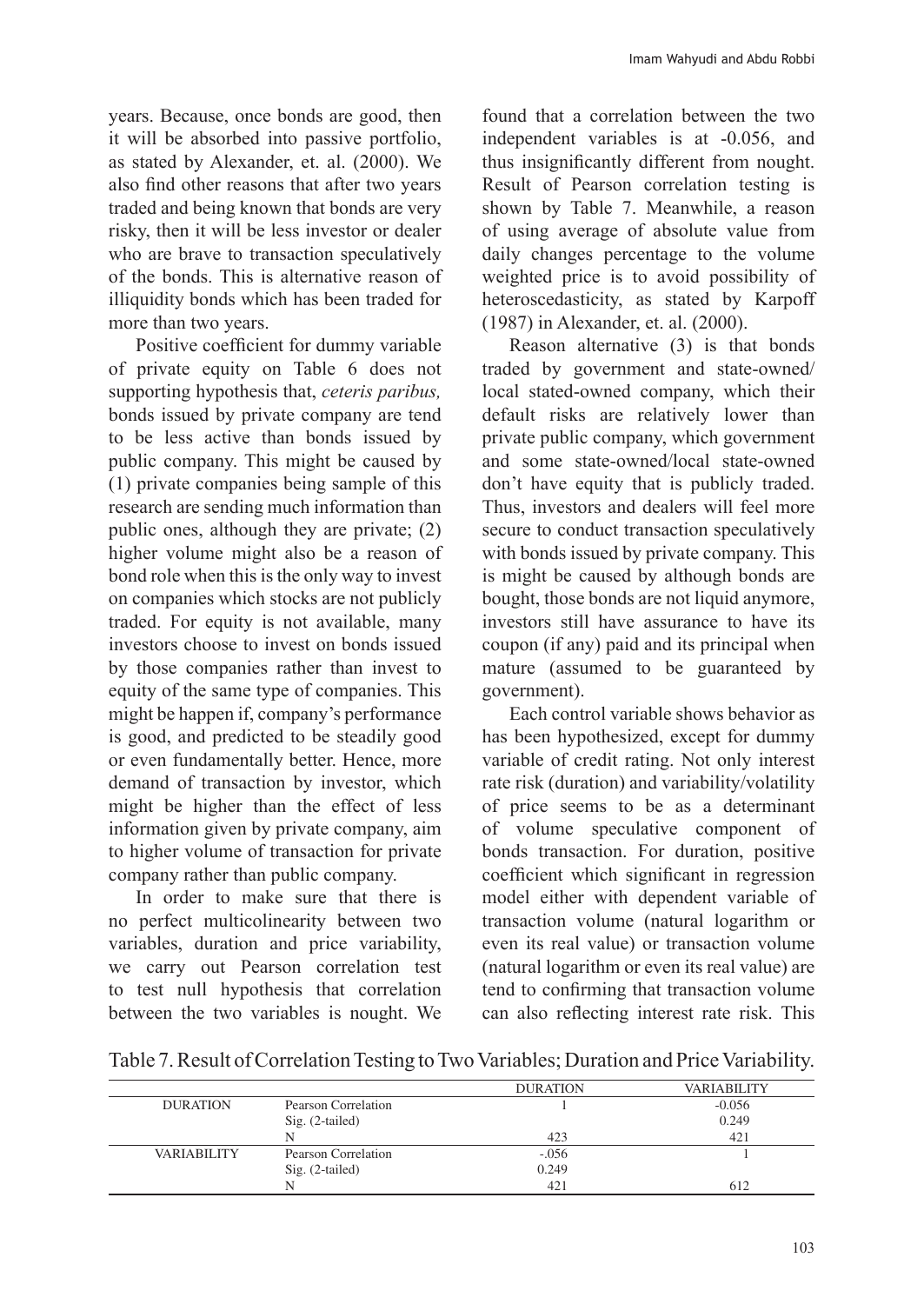years. Because, once bonds are good, then it will be absorbed into passive portfolio, as stated by Alexander, et. al. (2000). We also find other reasons that after two years traded and being known that bonds are very risky, then it will be less investor or dealer who are brave to transaction speculatively of the bonds. This is alternative reason of illiquidity bonds which has been traded for more than two years.

Positive coefficient for dummy variable of private equity on Table 6 does not supporting hypothesis that, *ceteris paribus,* bonds issued by private company are tend to be less active than bonds issued by public company. This might be caused by (1) private companies being sample of this research are sending much information than public ones, although they are private; (2) higher volume might also be a reason of bond role when this is the only way to invest on companies which stocks are not publicly traded. For equity is not available, many investors choose to invest on bonds issued by those companies rather than invest to equity of the same type of companies. This might be happen if, company's performance is good, and predicted to be steadily good or even fundamentally better. Hence, more demand of transaction by investor, which might be higher than the effect of less information given by private company, aim to higher volume of transaction for private company rather than public company.

In order to make sure that there is no perfect multicolinearity between two variables, duration and price variability, we carry out Pearson correlation test to test null hypothesis that correlation between the two variables is nought. We found that a correlation between the two independent variables is at -0.056, and thus insignificantly different from nought. Result of Pearson correlation testing is shown by Table 7. Meanwhile, a reason of using average of absolute value from daily changes percentage to the volume weighted price is to avoid possibility of heteroscedasticity, as stated by Karpoff (1987) in Alexander, et. al. (2000).

Reason alternative (3) is that bonds traded by government and state-owned/ local stated-owned company, which their default risks are relatively lower than private public company, which government and some state-owned/local state-owned don't have equity that is publicly traded. Thus, investors and dealers will feel more secure to conduct transaction speculatively with bonds issued by private company. This is might be caused by although bonds are bought, those bonds are not liquid anymore, investors still have assurance to have its coupon (if any) paid and its principal when mature (assumed to be guaranteed by government).

Each control variable shows behavior as has been hypothesized, except for dummy variable of credit rating. Not only interest rate risk (duration) and variability/volatility of price seems to be as a determinant of volume speculative component of bonds transaction. For duration, positive coefficient which significant in regression model either with dependent variable of transaction volume (natural logarithm or even its real value) or transaction volume (natural logarithm or even its real value) are tend to confirming that transaction volume can also reflecting interest rate risk. This

Table 7. Result of Correlation Testing to Two Variables; Duration and Price Variability.

| | | DURATION | VARIABILITY |
|---|---|---|---|
| DURATION | Pearson Correlation | 1 | -0.056 |
| | Sig. (2-tailed) | | 0.249 |
| | N | 423 | 421 |
| VARIABILITY | Pearson Correlation | -.056 | 1 |
| | Sig. (2-tailed) | 0.249 | |
| | N | 421 | 612 |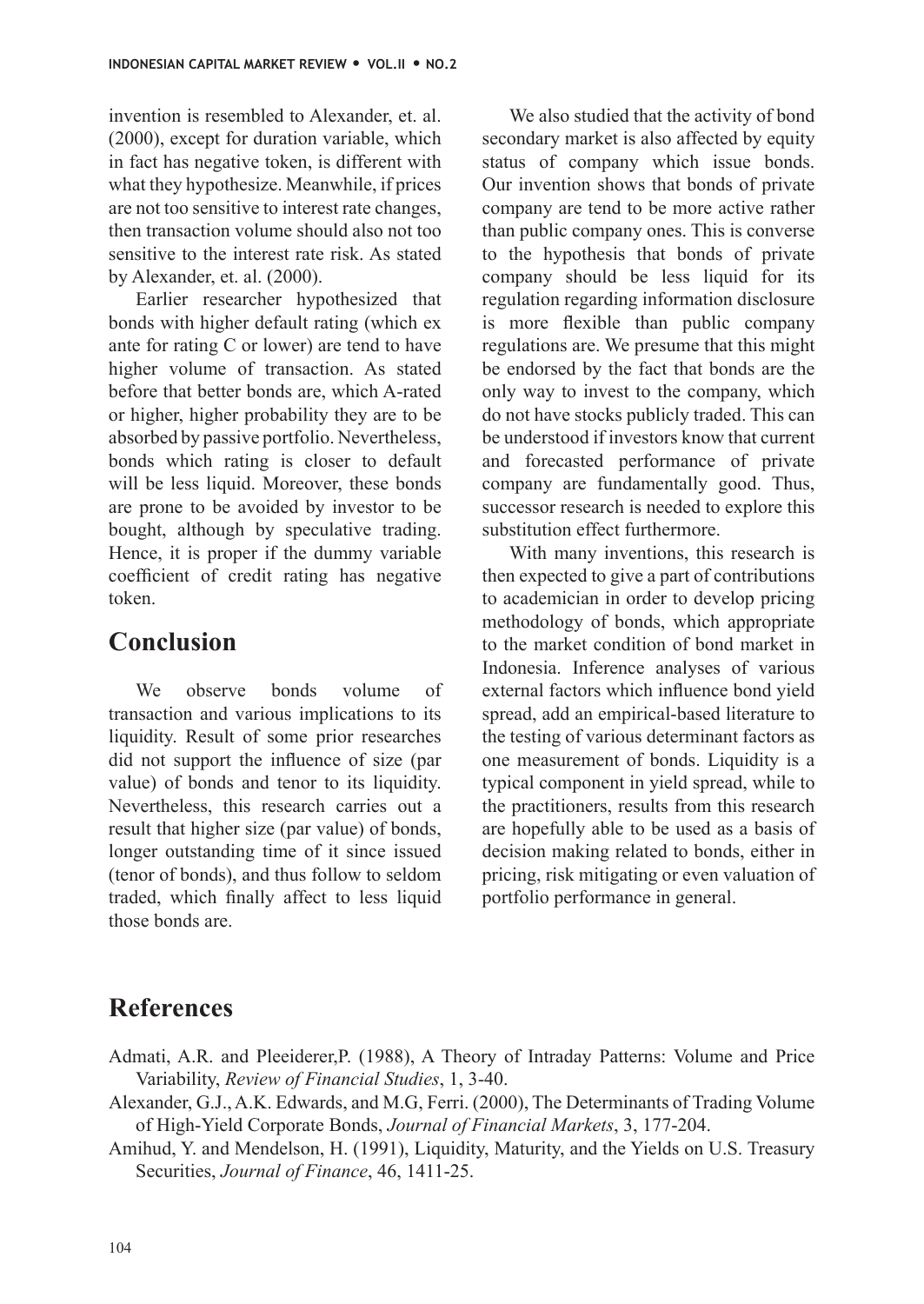invention is resembled to Alexander, et. al. (2000), except for duration variable, which in fact has negative token, is different with what they hypothesize. Meanwhile, if prices are not too sensitive to interest rate changes, then transaction volume should also not too sensitive to the interest rate risk. As stated by Alexander, et. al. (2000).

Earlier researcher hypothesized that bonds with higher default rating (which ex ante for rating C or lower) are tend to have higher volume of transaction. As stated before that better bonds are, which A-rated or higher, higher probability they are to be absorbed by passive portfolio. Nevertheless, bonds which rating is closer to default will be less liquid. Moreover, these bonds are prone to be avoided by investor to be bought, although by speculative trading. Hence, it is proper if the dummy variable coefficient of credit rating has negative token.

## Conclusion

We observe bonds volume of transaction and various implications to its liquidity. Result of some prior researches did not support the influence of size (par value) of bonds and tenor to its liquidity. Nevertheless, this research carries out a result that higher size (par value) of bonds, longer outstanding time of it since issued (tenor of bonds), and thus follow to seldom traded, which finally affect to less liquid those bonds are.

We also studied that the activity of bond secondary market is also affected by equity status of company which issue bonds. Our invention shows that bonds of private company are tend to be more active rather than public company ones. This is converse to the hypothesis that bonds of private company should be less liquid for its regulation regarding information disclosure is more flexible than public company regulations are. We presume that this might be endorsed by the fact that bonds are the only way to invest to the company, which do not have stocks publicly traded. This can be understood if investors know that current and forecasted performance of private company are fundamentally good. Thus, successor research is needed to explore this substitution effect furthermore.

With many inventions, this research is then expected to give a part of contributions to academician in order to develop pricing methodology of bonds, which appropriate to the market condition of bond market in Indonesia. Inference analyses of various external factors which influence bond yield spread, add an empirical-based literature to the testing of various determinant factors as one measurement of bonds. Liquidity is a typical component in yield spread, while to the practitioners, results from this research are hopefully able to be used as a basis of decision making related to bonds, either in pricing, risk mitigating or even valuation of portfolio performance in general.

## References

Admati, A.R. and Pleeiderer,P. (1988), A Theory of Intraday Patterns: Volume and Price Variability, *Review of Financial Studies*, 1, 3-40.

Alexander, G.J., A.K. Edwards, and M.G, Ferri. (2000), The Determinants of Trading Volume of High-Yield Corporate Bonds, *Journal of Financial Markets*, 3, 177-204.

Amihud, Y. and Mendelson, H. (1991), Liquidity, Maturity, and the Yields on U.S. Treasury Securities, *Journal of Finance*, 46, 1411-25.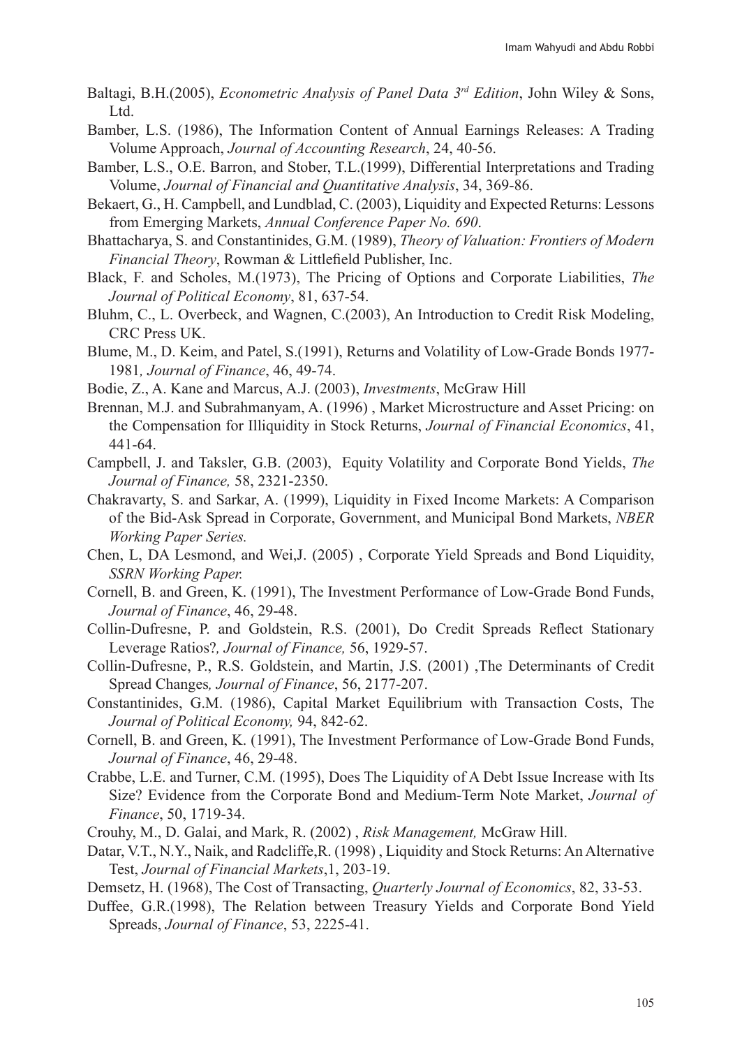Baltagi, B.H.(2005), *Econometric Analysis of Panel Data 3rd Edition*, John Wiley & Sons, Ltd.

Bamber, L.S. (1986), The Information Content of Annual Earnings Releases: A Trading Volume Approach, *Journal of Accounting Research*, 24, 40-56.

Bamber, L.S., O.E. Barron, and Stober, T.L.(1999), Differential Interpretations and Trading Volume, *Journal of Financial and Quantitative Analysis*, 34, 369-86.

Bekaert, G., H. Campbell, and Lundblad, C. (2003), Liquidity and Expected Returns: Lessons from Emerging Markets, *Annual Conference Paper No. 690*.

Bhattacharya, S. and Constantinides, G.M. (1989), *Theory of Valuation: Frontiers of Modern Financial Theory*, Rowman & Littlefield Publisher, Inc.

Black, F. and Scholes, M.(1973), The Pricing of Options and Corporate Liabilities, *The Journal of Political Economy*, 81, 637-54.

Bluhm, C., L. Overbeck, and Wagnen, C.(2003), An Introduction to Credit Risk Modeling, CRC Press UK.

Blume, M., D. Keim, and Patel, S.(1991), Returns and Volatility of Low-Grade Bonds 1977-1981*, Journal of Finance*, 46, 49-74.

Bodie, Z., A. Kane and Marcus, A.J. (2003), *Investments*, McGraw Hill

Brennan, M.J. and Subrahmanyam, A. (1996) , Market Microstructure and Asset Pricing: on the Compensation for Illiquidity in Stock Returns, *Journal of Financial Economics*, 41, 441-64.

Campbell, J. and Taksler, G.B. (2003), Equity Volatility and Corporate Bond Yields, *The Journal of Finance,* 58, 2321-2350.

Chakravarty, S. and Sarkar, A. (1999), Liquidity in Fixed Income Markets: A Comparison of the Bid-Ask Spread in Corporate, Government, and Municipal Bond Markets, *NBER Working Paper Series.*

Chen, L, DA Lesmond, and Wei,J. (2005) , Corporate Yield Spreads and Bond Liquidity, *SSRN Working Paper.*

Cornell, B. and Green, K. (1991), The Investment Performance of Low-Grade Bond Funds, *Journal of Finance*, 46, 29-48.

Collin-Dufresne, P. and Goldstein, R.S. (2001), Do Credit Spreads Reflect Stationary Leverage Ratios?*, Journal of Finance,* 56, 1929-57.

Collin-Dufresne, P., R.S. Goldstein, and Martin, J.S. (2001) ,The Determinants of Credit Spread Changes*, Journal of Finance*, 56, 2177-207.

Constantinides, G.M. (1986), Capital Market Equilibrium with Transaction Costs, The *Journal of Political Economy,* 94, 842-62.

Cornell, B. and Green, K. (1991), The Investment Performance of Low-Grade Bond Funds, *Journal of Finance*, 46, 29-48.

Crabbe, L.E. and Turner, C.M. (1995), Does The Liquidity of A Debt Issue Increase with Its Size? Evidence from the Corporate Bond and Medium-Term Note Market, *Journal of Finance*, 50, 1719-34.

Crouhy, M., D. Galai, and Mark, R. (2002) , *Risk Management,* McGraw Hill.

Datar, V.T., N.Y., Naik, and Radcliffe,R. (1998) , Liquidity and Stock Returns: An Alternative Test, *Journal of Financial Markets*,1, 203-19.

Demsetz, H. (1968), The Cost of Transacting, *Quarterly Journal of Economics*, 82, 33-53.

Duffee, G.R.(1998), The Relation between Treasury Yields and Corporate Bond Yield Spreads, *Journal of Finance*, 53, 2225-41.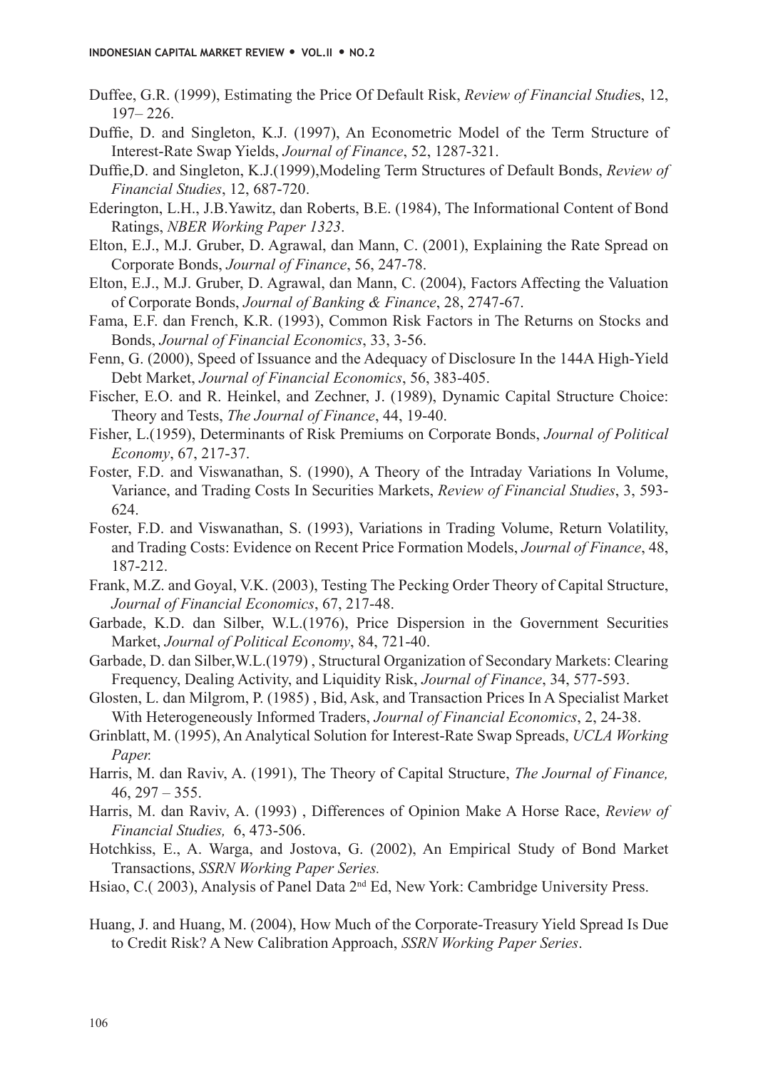Duffee, G.R. (1999), Estimating the Price Of Default Risk, *Review of Financial Studie*s, 12, 197– 226.

Duffie, D. and Singleton, K.J. (1997), An Econometric Model of the Term Structure of Interest-Rate Swap Yields, *Journal of Finance*, 52, 1287-321.

Duffie,D. and Singleton, K.J.(1999),Modeling Term Structures of Default Bonds, *Review of Financial Studies*, 12, 687-720.

Ederington, L.H., J.B.Yawitz, dan Roberts, B.E. (1984), The Informational Content of Bond Ratings, *NBER Working Paper 1323*.

Elton, E.J., M.J. Gruber, D. Agrawal, dan Mann, C. (2001), Explaining the Rate Spread on Corporate Bonds, *Journal of Finance*, 56, 247-78.

Elton, E.J., M.J. Gruber, D. Agrawal, dan Mann, C. (2004), Factors Affecting the Valuation of Corporate Bonds, *Journal of Banking & Finance*, 28, 2747-67.

Fama, E.F. dan French, K.R. (1993), Common Risk Factors in The Returns on Stocks and Bonds, *Journal of Financial Economics*, 33, 3-56.

Fenn, G. (2000), Speed of Issuance and the Adequacy of Disclosure In the 144A High-Yield Debt Market, *Journal of Financial Economics*, 56, 383-405.

Fischer, E.O. and R. Heinkel, and Zechner, J. (1989), Dynamic Capital Structure Choice: Theory and Tests, *The Journal of Finance*, 44, 19-40.

Fisher, L.(1959), Determinants of Risk Premiums on Corporate Bonds, *Journal of Political Economy*, 67, 217-37.

Foster, F.D. and Viswanathan, S. (1990), A Theory of the Intraday Variations In Volume, Variance, and Trading Costs In Securities Markets, *Review of Financial Studies*, 3, 593-624.

Foster, F.D. and Viswanathan, S. (1993), Variations in Trading Volume, Return Volatility, and Trading Costs: Evidence on Recent Price Formation Models, *Journal of Finance*, 48, 187-212.

Frank, M.Z. and Goyal, V.K. (2003), Testing The Pecking Order Theory of Capital Structure, *Journal of Financial Economics*, 67, 217-48.

Garbade, K.D. dan Silber, W.L.(1976), Price Dispersion in the Government Securities Market, *Journal of Political Economy*, 84, 721-40.

Garbade, D. dan Silber,W.L.(1979) , Structural Organization of Secondary Markets: Clearing Frequency, Dealing Activity, and Liquidity Risk, *Journal of Finance*, 34, 577-593.

Glosten, L. dan Milgrom, P. (1985) , Bid, Ask, and Transaction Prices In A Specialist Market With Heterogeneously Informed Traders, *Journal of Financial Economics*, 2, 24-38.

Grinblatt, M. (1995), An Analytical Solution for Interest-Rate Swap Spreads, *UCLA Working Paper.*

Harris, M. dan Raviv, A. (1991), The Theory of Capital Structure, *The Journal of Finance,* 46, 297 – 355.

Harris, M. dan Raviv, A. (1993) , Differences of Opinion Make A Horse Race, *Review of Financial Studies,* 6, 473-506.

Hotchkiss, E., A. Warga, and Jostova, G. (2002), An Empirical Study of Bond Market Transactions, *SSRN Working Paper Series.*

Hsiao, C.( 2003), Analysis of Panel Data 2nd Ed, New York: Cambridge University Press.

Huang, J. and Huang, M. (2004), How Much of the Corporate-Treasury Yield Spread Is Due to Credit Risk? A New Calibration Approach, *SSRN Working Paper Series*.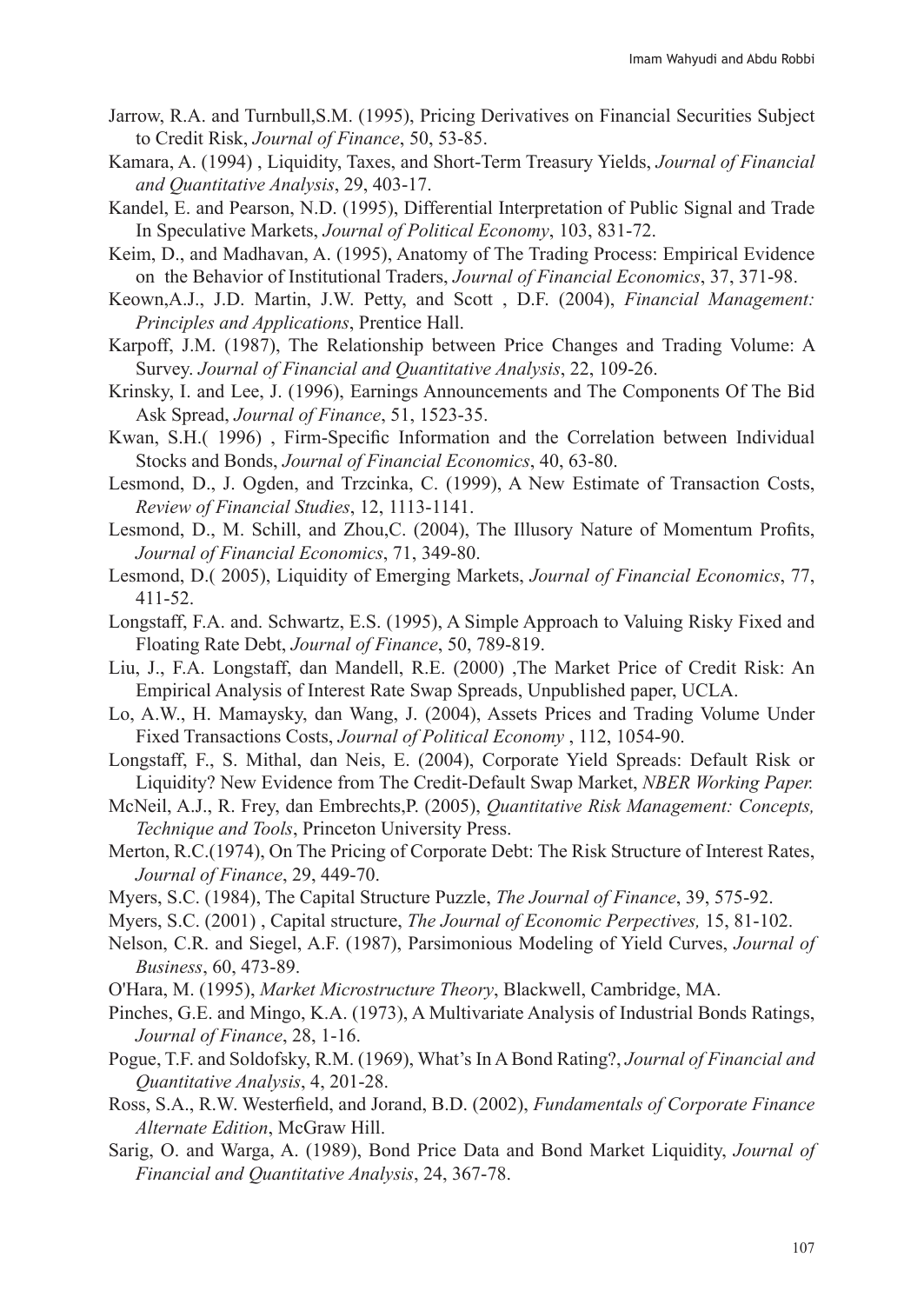Jarrow, R.A. and Turnbull,S.M. (1995), Pricing Derivatives on Financial Securities Subject to Credit Risk, *Journal of Finance*, 50, 53-85.

Kamara, A. (1994) , Liquidity, Taxes, and Short-Term Treasury Yields, *Journal of Financial and Quantitative Analysis*, 29, 403-17.

Kandel, E. and Pearson, N.D. (1995), Differential Interpretation of Public Signal and Trade In Speculative Markets, *Journal of Political Economy*, 103, 831-72.

Keim, D., and Madhavan, A. (1995), Anatomy of The Trading Process: Empirical Evidence on the Behavior of Institutional Traders, *Journal of Financial Economics*, 37, 371-98.

Keown,A.J., J.D. Martin, J.W. Petty, and Scott , D.F. (2004), *Financial Management: Principles and Applications*, Prentice Hall.

Karpoff, J.M. (1987), The Relationship between Price Changes and Trading Volume: A Survey. *Journal of Financial and Quantitative Analysis*, 22, 109-26.

Krinsky, I. and Lee, J. (1996), Earnings Announcements and The Components Of The Bid Ask Spread, *Journal of Finance*, 51, 1523-35.

Kwan, S.H.( 1996) , Firm-Specific Information and the Correlation between Individual Stocks and Bonds, *Journal of Financial Economics*, 40, 63-80.

Lesmond, D., J. Ogden, and Trzcinka, C. (1999), A New Estimate of Transaction Costs, *Review of Financial Studies*, 12, 1113-1141.

Lesmond, D., M. Schill, and Zhou,C. (2004), The Illusory Nature of Momentum Profits, *Journal of Financial Economics*, 71, 349-80.

Lesmond, D.( 2005), Liquidity of Emerging Markets, *Journal of Financial Economics*, 77, 411-52.

Longstaff, F.A. and. Schwartz, E.S. (1995), A Simple Approach to Valuing Risky Fixed and Floating Rate Debt, *Journal of Finance*, 50, 789-819.

Liu, J., F.A. Longstaff, dan Mandell, R.E. (2000) ,The Market Price of Credit Risk: An Empirical Analysis of Interest Rate Swap Spreads, Unpublished paper, UCLA.

Lo, A.W., H. Mamaysky, dan Wang, J. (2004), Assets Prices and Trading Volume Under Fixed Transactions Costs, *Journal of Political Economy* , 112, 1054-90.

Longstaff, F., S. Mithal, dan Neis, E. (2004), Corporate Yield Spreads: Default Risk or Liquidity? New Evidence from The Credit-Default Swap Market, *NBER Working Paper.*

McNeil, A.J., R. Frey, dan Embrechts,P. (2005), *Quantitative Risk Management: Concepts, Technique and Tools*, Princeton University Press.

Merton, R.C.(1974), On The Pricing of Corporate Debt: The Risk Structure of Interest Rates, *Journal of Finance*, 29, 449-70.

Myers, S.C. (1984), The Capital Structure Puzzle, *The Journal of Finance*, 39, 575-92.

Myers, S.C. (2001) , Capital structure, *The Journal of Economic Perpectives,* 15, 81-102.

Nelson, C.R. and Siegel, A.F. (1987), Parsimonious Modeling of Yield Curves, *Journal of Business*, 60, 473-89.

O'Hara, M. (1995), *Market Microstructure Theory*, Blackwell, Cambridge, MA.

Pinches, G.E. and Mingo, K.A. (1973), A Multivariate Analysis of Industrial Bonds Ratings, *Journal of Finance*, 28, 1-16.

Pogue, T.F. and Soldofsky, R.M. (1969), What's In A Bond Rating?, *Journal of Financial and Quantitative Analysis*, 4, 201-28.

Ross, S.A., R.W. Westerfield, and Jorand, B.D. (2002), *Fundamentals of Corporate Finance Alternate Edition*, McGraw Hill.

Sarig, O. and Warga, A. (1989), Bond Price Data and Bond Market Liquidity, *Journal of Financial and Quantitative Analysis*, 24, 367-78.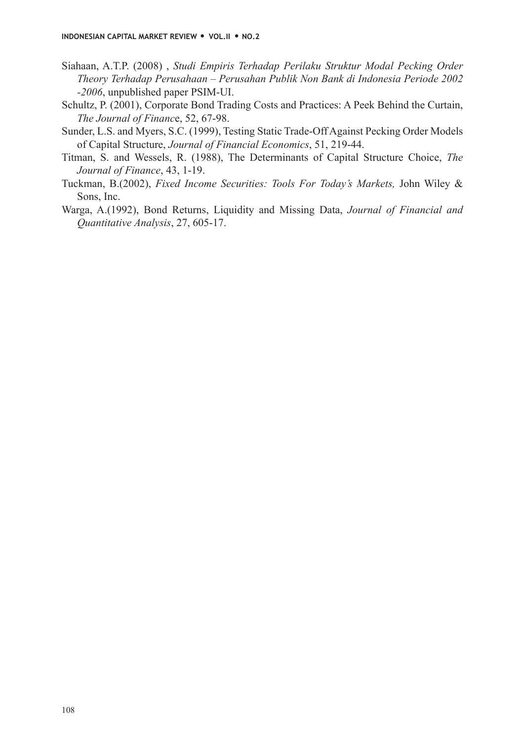Siahaan, A.T.P. (2008) , *Studi Empiris Terhadap Perilaku Struktur Modal Pecking Order Theory Terhadap Perusahaan – Perusahan Publik Non Bank di Indonesia Periode 2002 -2006*, unpublished paper PSIM-UI.

Schultz, P. (2001), Corporate Bond Trading Costs and Practices: A Peek Behind the Curtain, *The Journal of Financ*e, 52, 67-98.

Sunder, L.S. and Myers, S.C. (1999), Testing Static Trade-Off Against Pecking Order Models of Capital Structure, *Journal of Financial Economics*, 51, 219-44.

Titman, S. and Wessels, R. (1988), The Determinants of Capital Structure Choice, *The Journal of Finance*, 43, 1-19.

Tuckman, B.(2002), *Fixed Income Securities: Tools For Today's Markets,* John Wiley & Sons, Inc.

Warga, A.(1992), Bond Returns, Liquidity and Missing Data, *Journal of Financial and Quantitative Analysis*, 27, 605-17.